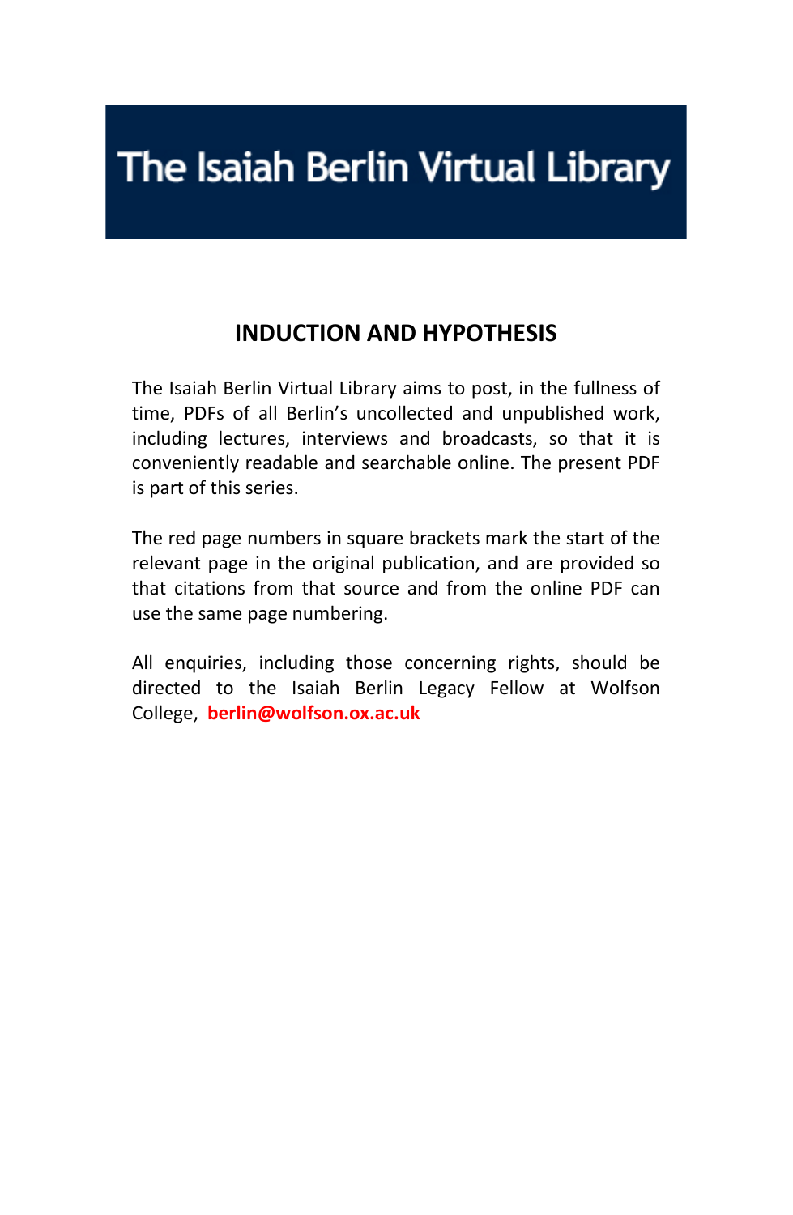# The Isaiah Berlin Virtual Library

## INDUCTION AND HYPOTHESIS

The Isaiah Berlin Virtual Library aims to post, in the fullness of time, PDFs of all Berlin's uncollected and unpublished work, including lectures, interviews and broadcasts, so that it is conveniently readable and searchable online. The present PDF is part of this series.

The red page numbers in square brackets mark the start of the relevant page in the original publication, and are provided so that citations from that source and from the online PDF can use the same page numbering.

All enquiries, including those concerning rights, should be directed to the Isaiah Berlin Legacy Fellow at Wolfson College, **berlin@wolfson.ox.ac.uk**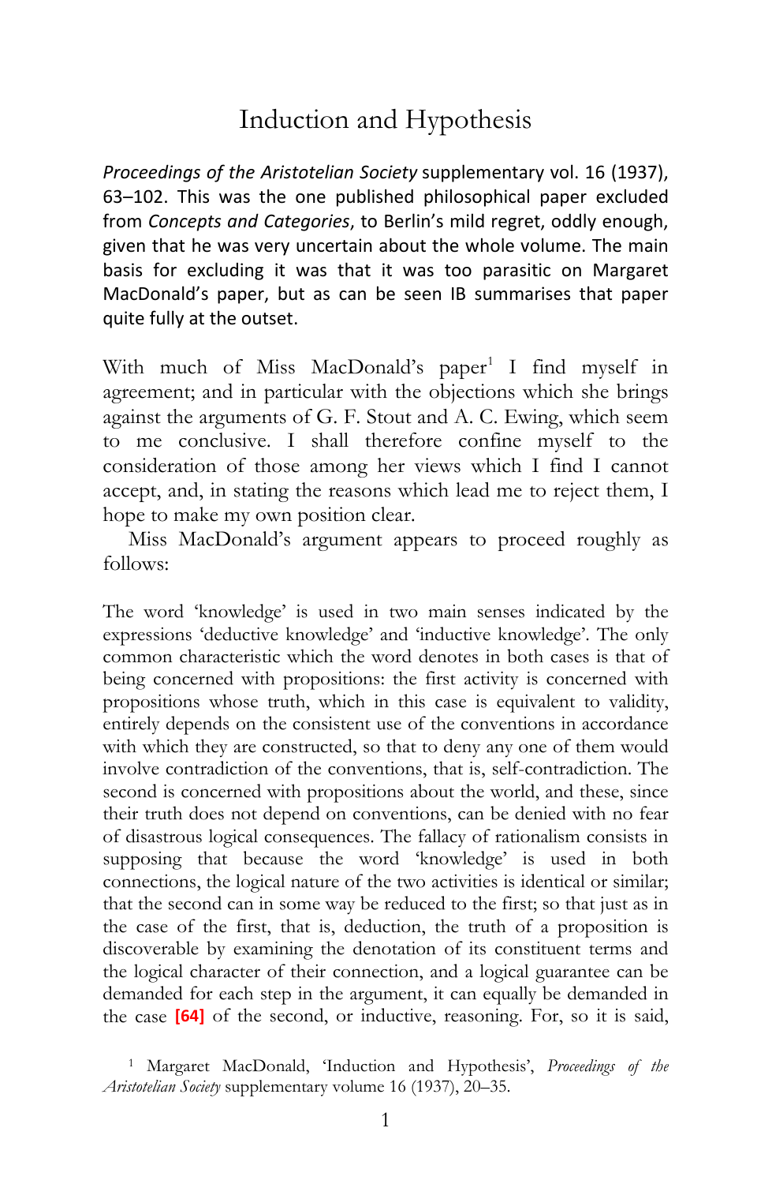# Induction and Hypothesis

*Proceedings of the Aristotelian Society* supplementary vol. 16 (1937), 63–102. This was the one published philosophical paper excluded from *Concepts and Categories*, to Berlin's mild regret, oddly enough, given that he was very uncertain about the whole volume. The main basis for excluding it was that it was too parasitic on Margaret MacDonald's paper, but as can be seen IB summarises that paper quite fully at the outset.

With much of Miss MacDonald's paper[1] I find myself in agreement; and in particular with the objections which she brings against the arguments of G. F. Stout and A. C. Ewing, which seem to me conclusive. I shall therefore confine myself to the consideration of those among her views which I find I cannot accept, and, in stating the reasons which lead me to reject them, I hope to make my own position clear.

Miss MacDonald's argument appears to proceed roughly as follows:

The word 'knowledge' is used in two main senses indicated by the expressions 'deductive knowledge' and 'inductive knowledge'. The only common characteristic which the word denotes in both cases is that of being concerned with propositions: the first activity is concerned with propositions whose truth, which in this case is equivalent to validity, entirely depends on the consistent use of the conventions in accordance with which they are constructed, so that to deny any one of them would involve contradiction of the conventions, that is, self-contradiction. The second is concerned with propositions about the world, and these, since their truth does not depend on conventions, can be denied with no fear of disastrous logical consequences. The fallacy of rationalism consists in supposing that because the word 'knowledge' is used in both connections, the logical nature of the two activities is identical or similar; that the second can in some way be reduced to the first; so that just as in the case of the first, that is, deduction, the truth of a proposition is discoverable by examining the denotation of its constituent terms and the logical character of their connection, and a logical guarantee can be demanded for each step in the argument, it can equally be demanded in the case **[64]** of the second, or inductive, reasoning. For, so it is said,

[1] Margaret MacDonald, 'Induction and Hypothesis', *Proceedings of the Aristotelian Society* supplementary volume 16 (1937), 20–35.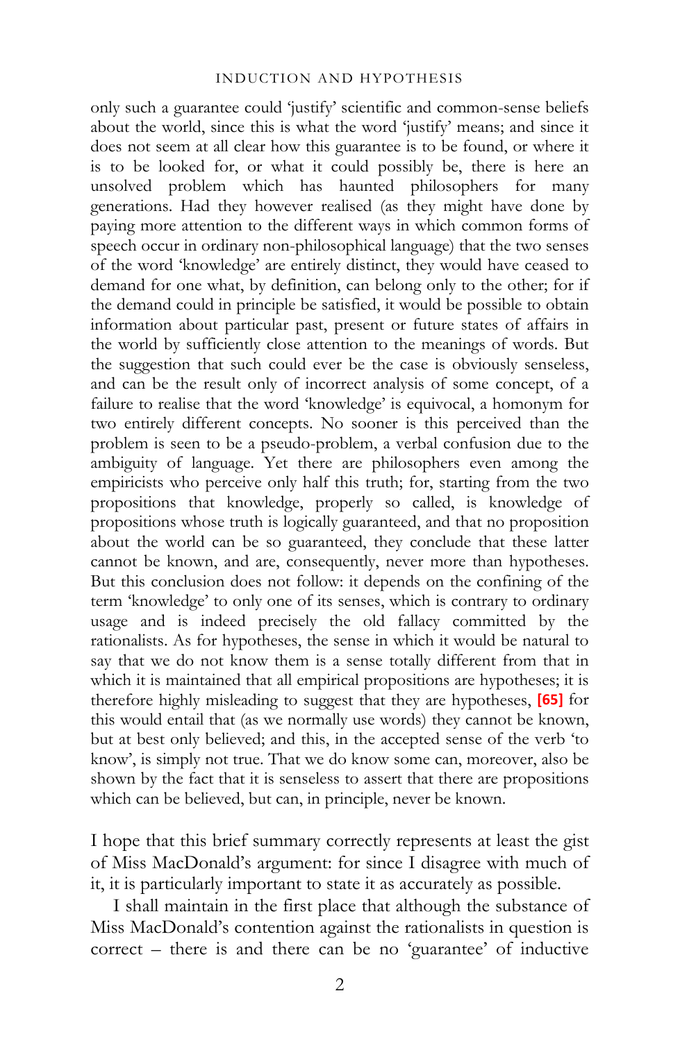only such a guarantee could 'justify' scientific and common-sense beliefs about the world, since this is what the word 'justify' means; and since it does not seem at all clear how this guarantee is to be found, or where it is to be looked for, or what it could possibly be, there is here an unsolved problem which has haunted philosophers for many generations. Had they however realised (as they might have done by paying more attention to the different ways in which common forms of speech occur in ordinary non-philosophical language) that the two senses of the word 'knowledge' are entirely distinct, they would have ceased to demand for one what, by definition, can belong only to the other; for if the demand could in principle be satisfied, it would be possible to obtain information about particular past, present or future states of affairs in the world by sufficiently close attention to the meanings of words. But the suggestion that such could ever be the case is obviously senseless, and can be the result only of incorrect analysis of some concept, of a failure to realise that the word 'knowledge' is equivocal, a homonym for two entirely different concepts. No sooner is this perceived than the problem is seen to be a pseudo-problem, a verbal confusion due to the ambiguity of language. Yet there are philosophers even among the empiricists who perceive only half this truth; for, starting from the two propositions that knowledge, properly so called, is knowledge of propositions whose truth is logically guaranteed, and that no proposition about the world can be so guaranteed, they conclude that these latter cannot be known, and are, consequently, never more than hypotheses. But this conclusion does not follow: it depends on the confining of the term 'knowledge' to only one of its senses, which is contrary to ordinary usage and is indeed precisely the old fallacy committed by the rationalists. As for hypotheses, the sense in which it would be natural to say that we do not know them is a sense totally different from that in which it is maintained that all empirical propositions are hypotheses; it is therefore highly misleading to suggest that they are hypotheses, **[65]** for this would entail that (as we normally use words) they cannot be known, but at best only believed; and this, in the accepted sense of the verb 'to know', is simply not true. That we do know some can, moreover, also be shown by the fact that it is senseless to assert that there are propositions which can be believed, but can, in principle, never be known.

I hope that this brief summary correctly represents at least the gist of Miss MacDonald's argument: for since I disagree with much of it, it is particularly important to state it as accurately as possible.

I shall maintain in the first place that although the substance of Miss MacDonald's contention against the rationalists in question is correct – there is and there can be no 'guarantee' of inductive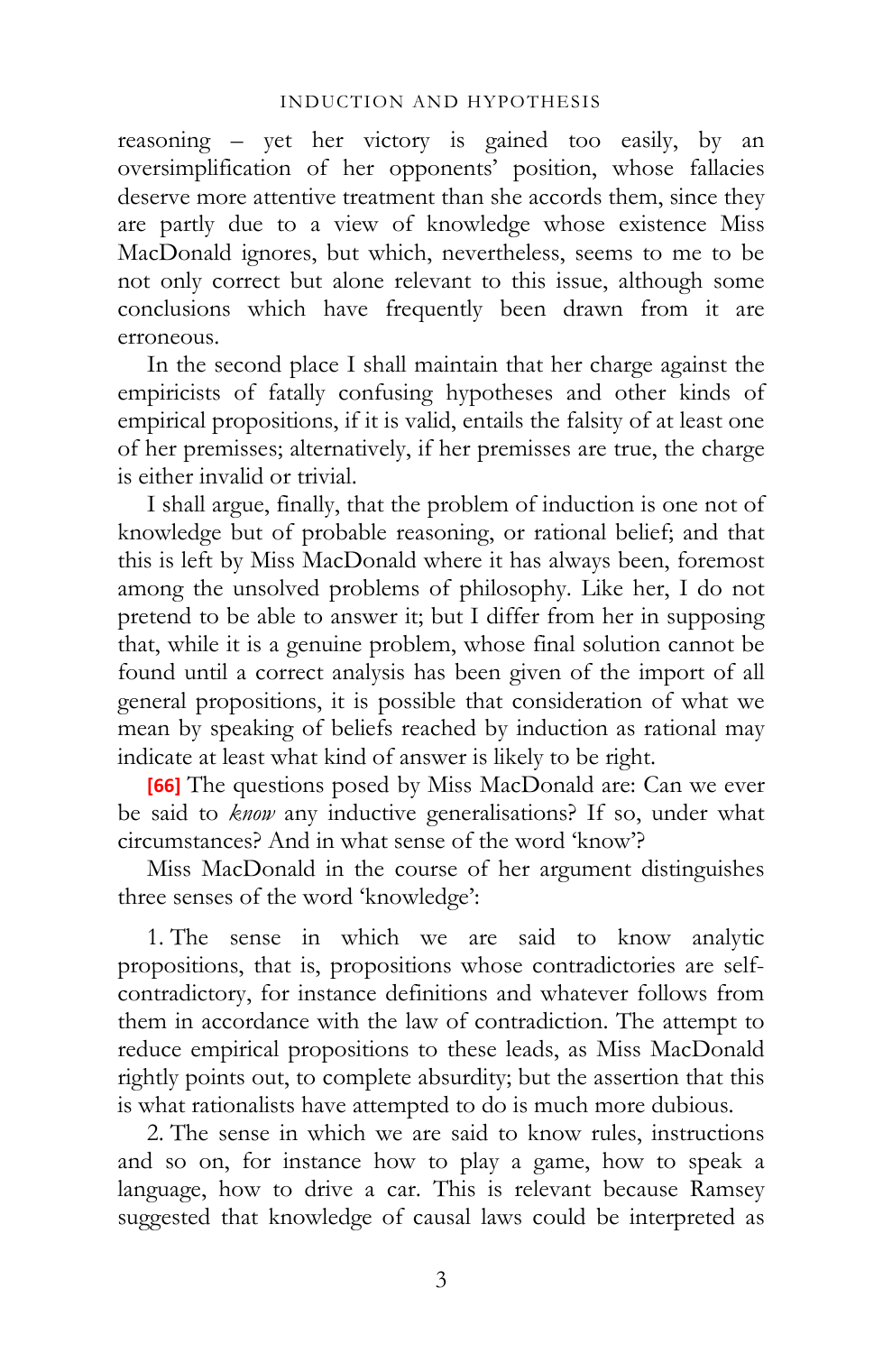reasoning – yet her victory is gained too easily, by an oversimplification of her opponents' position, whose fallacies deserve more attentive treatment than she accords them, since they are partly due to a view of knowledge whose existence Miss MacDonald ignores, but which, nevertheless, seems to me to be not only correct but alone relevant to this issue, although some conclusions which have frequently been drawn from it are erroneous.

In the second place I shall maintain that her charge against the empiricists of fatally confusing hypotheses and other kinds of empirical propositions, if it is valid, entails the falsity of at least one of her premisses; alternatively, if her premisses are true, the charge is either invalid or trivial.

I shall argue, finally, that the problem of induction is one not of knowledge but of probable reasoning, or rational belief; and that this is left by Miss MacDonald where it has always been, foremost among the unsolved problems of philosophy. Like her, I do not pretend to be able to answer it; but I differ from her in supposing that, while it is a genuine problem, whose final solution cannot be found until a correct analysis has been given of the import of all general propositions, it is possible that consideration of what we mean by speaking of beliefs reached by induction as rational may indicate at least what kind of answer is likely to be right.

**[66]** The questions posed by Miss MacDonald are: Can we ever be said to *know* any inductive generalisations? If so, under what circumstances? And in what sense of the word 'know'?

Miss MacDonald in the course of her argument distinguishes three senses of the word 'knowledge':

1. The sense in which we are said to know analytic propositions, that is, propositions whose contradictories are self-contradictory, for instance definitions and whatever follows from them in accordance with the law of contradiction. The attempt to reduce empirical propositions to these leads, as Miss MacDonald rightly points out, to complete absurdity; but the assertion that this is what rationalists have attempted to do is much more dubious.

2. The sense in which we are said to know rules, instructions and so on, for instance how to play a game, how to speak a language, how to drive a car. This is relevant because Ramsey suggested that knowledge of causal laws could be interpreted as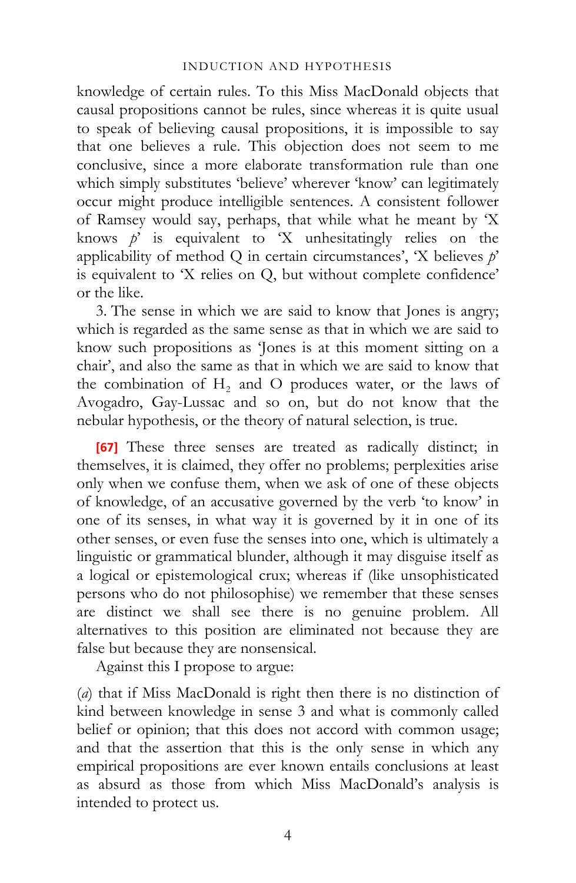knowledge of certain rules. To this Miss MacDonald objects that causal propositions cannot be rules, since whereas it is quite usual to speak of believing causal propositions, it is impossible to say that one believes a rule. This objection does not seem to me conclusive, since a more elaborate transformation rule than one which simply substitutes 'believe' wherever 'know' can legitimately occur might produce intelligible sentences. A consistent follower of Ramsey would say, perhaps, that while what he meant by 'X knows *p*' is equivalent to 'X unhesitatingly relies on the applicability of method Q in certain circumstances', 'X believes *p*' is equivalent to 'X relies on Q, but without complete confidence' or the like.

3. The sense in which we are said to know that Jones is angry; which is regarded as the same sense as that in which we are said to know such propositions as 'Jones is at this moment sitting on a chair', and also the same as that in which we are said to know that the combination of $H_2$ and O produces water, or the laws of Avogadro, Gay-Lussac and so on, but do not know that the nebular hypothesis, or the theory of natural selection, is true.

**[67]** These three senses are treated as radically distinct; in themselves, it is claimed, they offer no problems; perplexities arise only when we confuse them, when we ask of one of these objects of knowledge, of an accusative governed by the verb 'to know' in one of its senses, in what way it is governed by it in one of its other senses, or even fuse the senses into one, which is ultimately a linguistic or grammatical blunder, although it may disguise itself as a logical or epistemological crux; whereas if (like unsophisticated persons who do not philosophise) we remember that these senses are distinct we shall see there is no genuine problem. All alternatives to this position are eliminated not because they are false but because they are nonsensical.

Against this I propose to argue:

(*a*) that if Miss MacDonald is right then there is no distinction of kind between knowledge in sense 3 and what is commonly called belief or opinion; that this does not accord with common usage; and that the assertion that this is the only sense in which any empirical propositions are ever known entails conclusions at least as absurd as those from which Miss MacDonald's analysis is intended to protect us.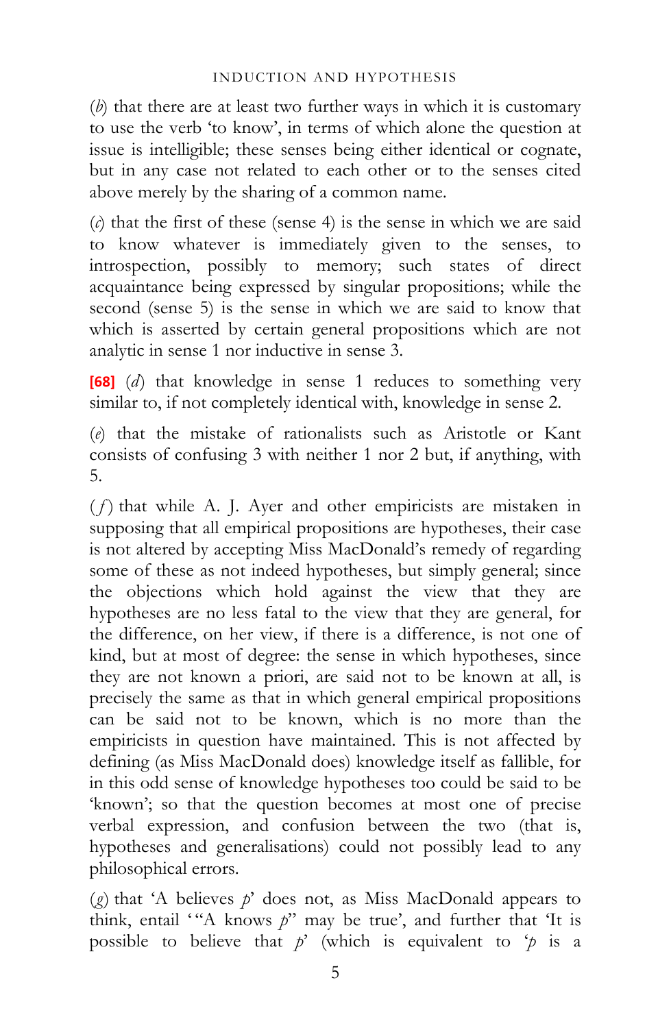(*b*) that there are at least two further ways in which it is customary to use the verb 'to know', in terms of which alone the question at issue is intelligible; these senses being either identical or cognate, but in any case not related to each other or to the senses cited above merely by the sharing of a common name.

(*c*) that the first of these (sense 4) is the sense in which we are said to know whatever is immediately given to the senses, to introspection, possibly to memory; such states of direct acquaintance being expressed by singular propositions; while the second (sense 5) is the sense in which we are said to know that which is asserted by certain general propositions which are not analytic in sense 1 nor inductive in sense 3.

**[68]** (*d*) that knowledge in sense 1 reduces to something very similar to, if not completely identical with, knowledge in sense 2.

(*e*) that the mistake of rationalists such as Aristotle or Kant consists of confusing 3 with neither 1 nor 2 but, if anything, with 5.

(*f*) that while A. J. Ayer and other empiricists are mistaken in supposing that all empirical propositions are hypotheses, their case is not altered by accepting Miss MacDonald's remedy of regarding some of these as not indeed hypotheses, but simply general; since the objections which hold against the view that they are hypotheses are no less fatal to the view that they are general, for the difference, on her view, if there is a difference, is not one of kind, but at most of degree: the sense in which hypotheses, since they are not known a priori, are said not to be known at all, is precisely the same as that in which general empirical propositions can be said not to be known, which is no more than the empiricists in question have maintained. This is not affected by defining (as Miss MacDonald does) knowledge itself as fallible, for in this odd sense of knowledge hypotheses too could be said to be 'known'; so that the question becomes at most one of precise verbal expression, and confusion between the two (that is, hypotheses and generalisations) could not possibly lead to any philosophical errors.

(*g*) that 'A believes *p*' does not, as Miss MacDonald appears to think, entail '"A knows *p*" may be true', and further that 'It is possible to believe that *p*' (which is equivalent to '*p* is a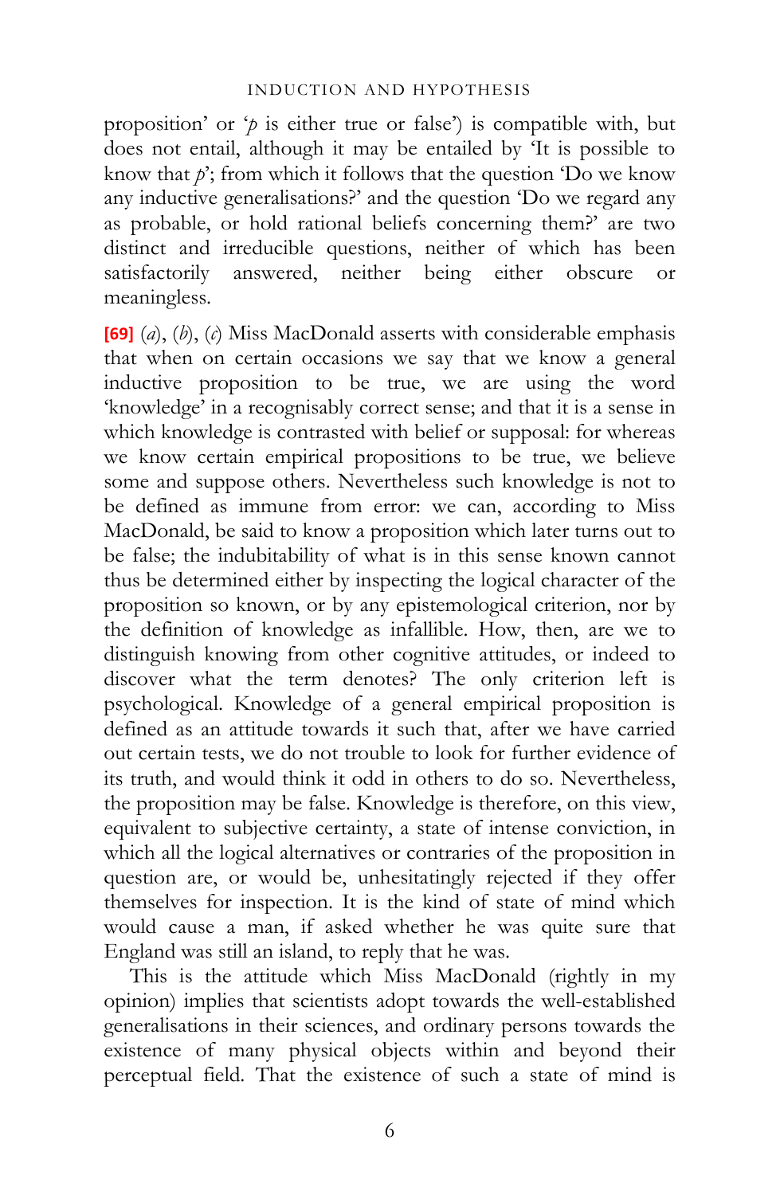proposition' or '*p* is either true or false') is compatible with, but does not entail, although it may be entailed by 'It is possible to know that *p*'; from which it follows that the question 'Do we know any inductive generalisations?' and the question 'Do we regard any as probable, or hold rational beliefs concerning them?' are two distinct and irreducible questions, neither of which has been satisfactorily answered, neither being either obscure or meaningless.

**[69]** (*a*), (*b*), (*c*) Miss MacDonald asserts with considerable emphasis that when on certain occasions we say that we know a general inductive proposition to be true, we are using the word 'knowledge' in a recognisably correct sense; and that it is a sense in which knowledge is contrasted with belief or supposal: for whereas we know certain empirical propositions to be true, we believe some and suppose others. Nevertheless such knowledge is not to be defined as immune from error: we can, according to Miss MacDonald, be said to know a proposition which later turns out to be false; the indubitability of what is in this sense known cannot thus be determined either by inspecting the logical character of the proposition so known, or by any epistemological criterion, nor by the definition of knowledge as infallible. How, then, are we to distinguish knowing from other cognitive attitudes, or indeed to discover what the term denotes? The only criterion left is psychological. Knowledge of a general empirical proposition is defined as an attitude towards it such that, after we have carried out certain tests, we do not trouble to look for further evidence of its truth, and would think it odd in others to do so. Nevertheless, the proposition may be false. Knowledge is therefore, on this view, equivalent to subjective certainty, a state of intense conviction, in which all the logical alternatives or contraries of the proposition in question are, or would be, unhesitatingly rejected if they offer themselves for inspection. It is the kind of state of mind which would cause a man, if asked whether he was quite sure that England was still an island, to reply that he was.

This is the attitude which Miss MacDonald (rightly in my opinion) implies that scientists adopt towards the well-established generalisations in their sciences, and ordinary persons towards the existence of many physical objects within and beyond their perceptual field. That the existence of such a state of mind is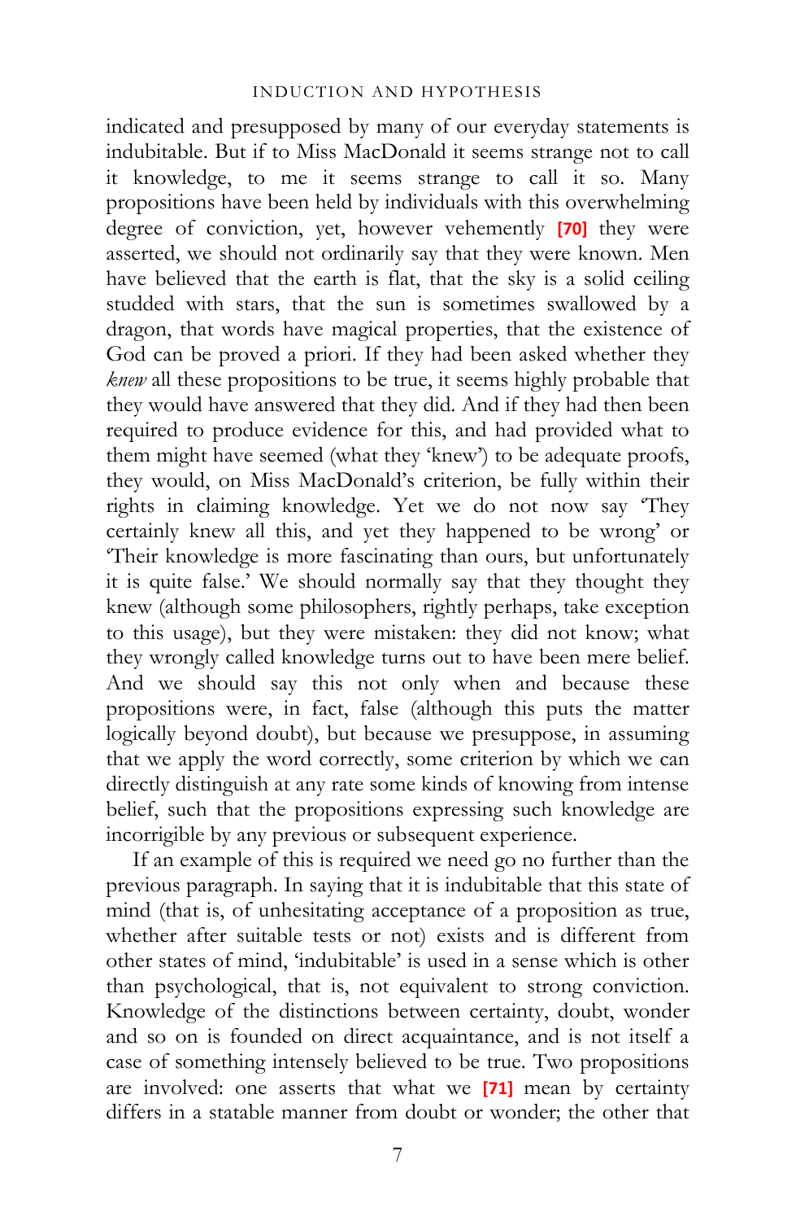indicated and presupposed by many of our everyday statements is indubitable. But if to Miss MacDonald it seems strange not to call it knowledge, to me it seems strange to call it so. Many propositions have been held by individuals with this overwhelming degree of conviction, yet, however vehemently [70] they were asserted, we should not ordinarily say that they were known. Men have believed that the earth is flat, that the sky is a solid ceiling studded with stars, that the sun is sometimes swallowed by a dragon, that words have magical properties, that the existence of God can be proved a priori. If they had been asked whether they *knew* all these propositions to be true, it seems highly probable that they would have answered that they did. And if they had then been required to produce evidence for this, and had provided what to them might have seemed (what they 'knew') to be adequate proofs, they would, on Miss MacDonald's criterion, be fully within their rights in claiming knowledge. Yet we do not now say 'They certainly knew all this, and yet they happened to be wrong' or 'Their knowledge is more fascinating than ours, but unfortunately it is quite false.' We should normally say that they thought they knew (although some philosophers, rightly perhaps, take exception to this usage), but they were mistaken: they did not know; what they wrongly called knowledge turns out to have been mere belief. And we should say this not only when and because these propositions were, in fact, false (although this puts the matter logically beyond doubt), but because we presuppose, in assuming that we apply the word correctly, some criterion by which we can directly distinguish at any rate some kinds of knowing from intense belief, such that the propositions expressing such knowledge are incorrigible by any previous or subsequent experience.

If an example of this is required we need go no further than the previous paragraph. In saying that it is indubitable that this state of mind (that is, of unhesitating acceptance of a proposition as true, whether after suitable tests or not) exists and is different from other states of mind, 'indubitable' is used in a sense which is other than psychological, that is, not equivalent to strong conviction. Knowledge of the distinctions between certainty, doubt, wonder and so on is founded on direct acquaintance, and is not itself a case of something intensely believed to be true. Two propositions are involved: one asserts that what we [71] mean by certainty differs in a statable manner from doubt or wonder; the other that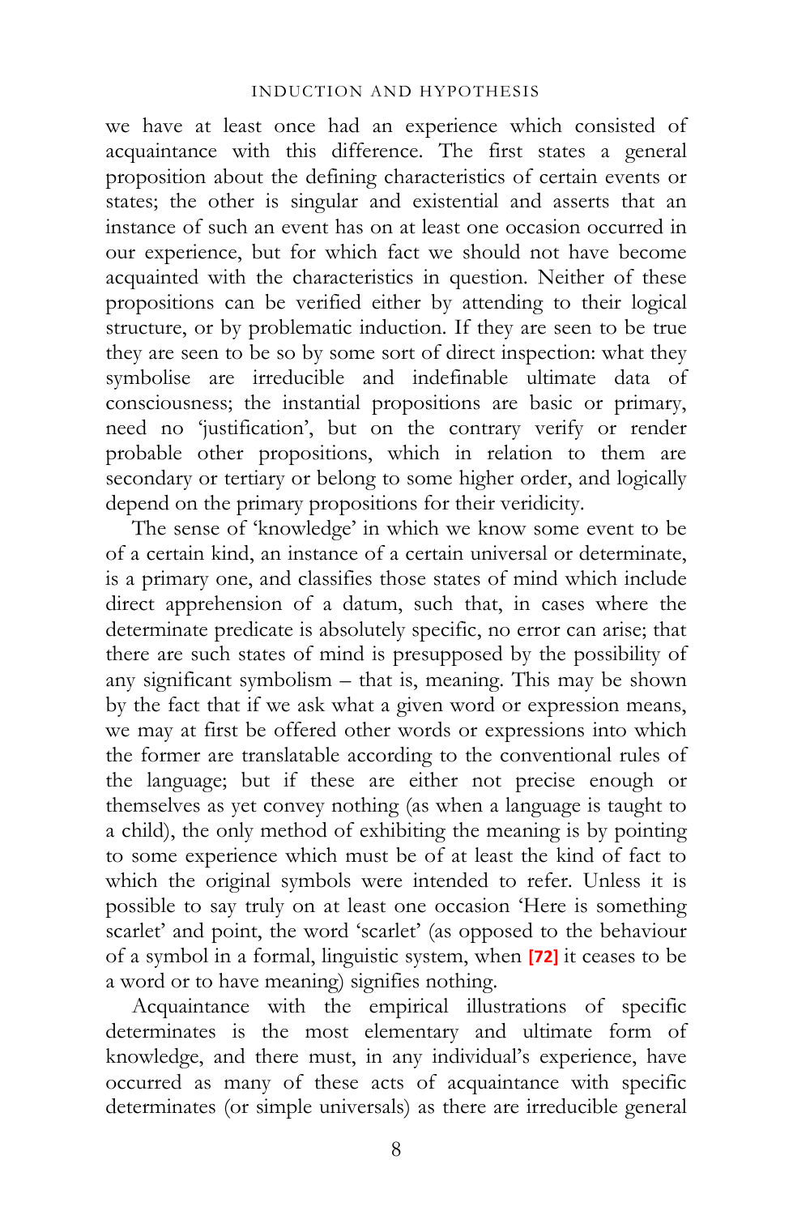we have at least once had an experience which consisted of acquaintance with this difference. The first states a general proposition about the defining characteristics of certain events or states; the other is singular and existential and asserts that an instance of such an event has on at least one occasion occurred in our experience, but for which fact we should not have become acquainted with the characteristics in question. Neither of these propositions can be verified either by attending to their logical structure, or by problematic induction. If they are seen to be true they are seen to be so by some sort of direct inspection: what they symbolise are irreducible and indefinable ultimate data of consciousness; the instantial propositions are basic or primary, need no 'justification', but on the contrary verify or render probable other propositions, which in relation to them are secondary or tertiary or belong to some higher order, and logically depend on the primary propositions for their veridicity.

The sense of 'knowledge' in which we know some event to be of a certain kind, an instance of a certain universal or determinate, is a primary one, and classifies those states of mind which include direct apprehension of a datum, such that, in cases where the determinate predicate is absolutely specific, no error can arise; that there are such states of mind is presupposed by the possibility of any significant symbolism – that is, meaning. This may be shown by the fact that if we ask what a given word or expression means, we may at first be offered other words or expressions into which the former are translatable according to the conventional rules of the language; but if these are either not precise enough or themselves as yet convey nothing (as when a language is taught to a child), the only method of exhibiting the meaning is by pointing to some experience which must be of at least the kind of fact to which the original symbols were intended to refer. Unless it is possible to say truly on at least one occasion 'Here is something scarlet' and point, the word 'scarlet' (as opposed to the behaviour of a symbol in a formal, linguistic system, when [72] it ceases to be a word or to have meaning) signifies nothing.

Acquaintance with the empirical illustrations of specific determinates is the most elementary and ultimate form of knowledge, and there must, in any individual's experience, have occurred as many of these acts of acquaintance with specific determinates (or simple universals) as there are irreducible general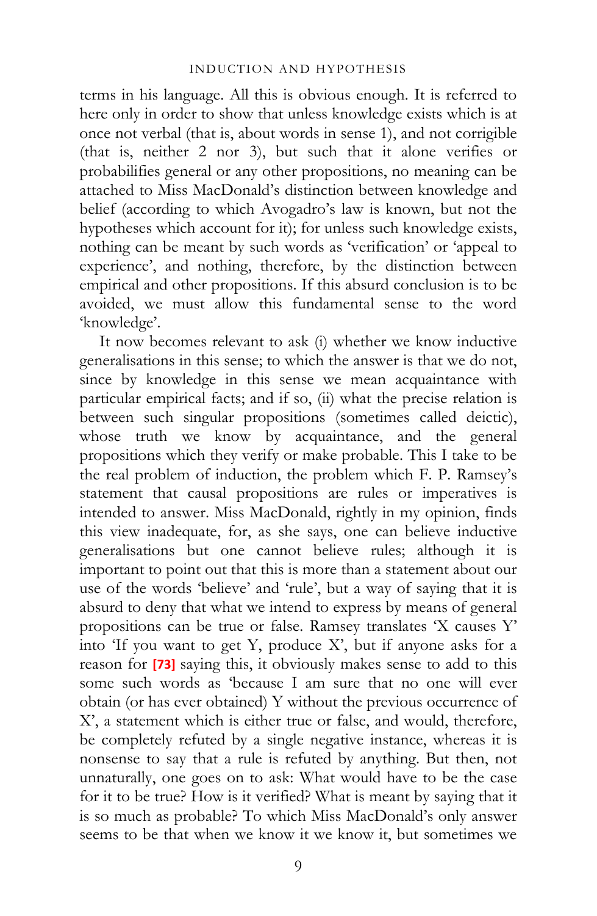terms in his language. All this is obvious enough. It is referred to here only in order to show that unless knowledge exists which is at once not verbal (that is, about words in sense 1), and not corrigible (that is, neither 2 nor 3), but such that it alone verifies or probabilifies general or any other propositions, no meaning can be attached to Miss MacDonald's distinction between knowledge and belief (according to which Avogadro's law is known, but not the hypotheses which account for it); for unless such knowledge exists, nothing can be meant by such words as 'verification' or 'appeal to experience', and nothing, therefore, by the distinction between empirical and other propositions. If this absurd conclusion is to be avoided, we must allow this fundamental sense to the word 'knowledge'.

It now becomes relevant to ask (i) whether we know inductive generalisations in this sense; to which the answer is that we do not, since by knowledge in this sense we mean acquaintance with particular empirical facts; and if so, (ii) what the precise relation is between such singular propositions (sometimes called deictic), whose truth we know by acquaintance, and the general propositions which they verify or make probable. This I take to be the real problem of induction, the problem which F. P. Ramsey's statement that causal propositions are rules or imperatives is intended to answer. Miss MacDonald, rightly in my opinion, finds this view inadequate, for, as she says, one can believe inductive generalisations but one cannot believe rules; although it is important to point out that this is more than a statement about our use of the words 'believe' and 'rule', but a way of saying that it is absurd to deny that what we intend to express by means of general propositions can be true or false. Ramsey translates 'X causes Y' into 'If you want to get Y, produce X', but if anyone asks for a reason for [73] saying this, it obviously makes sense to add to this some such words as 'because I am sure that no one will ever obtain (or has ever obtained) Y without the previous occurrence of X', a statement which is either true or false, and would, therefore, be completely refuted by a single negative instance, whereas it is nonsense to say that a rule is refuted by anything. But then, not unnaturally, one goes on to ask: What would have to be the case for it to be true? How is it verified? What is meant by saying that it is so much as probable? To which Miss MacDonald's only answer seems to be that when we know it we know it, but sometimes we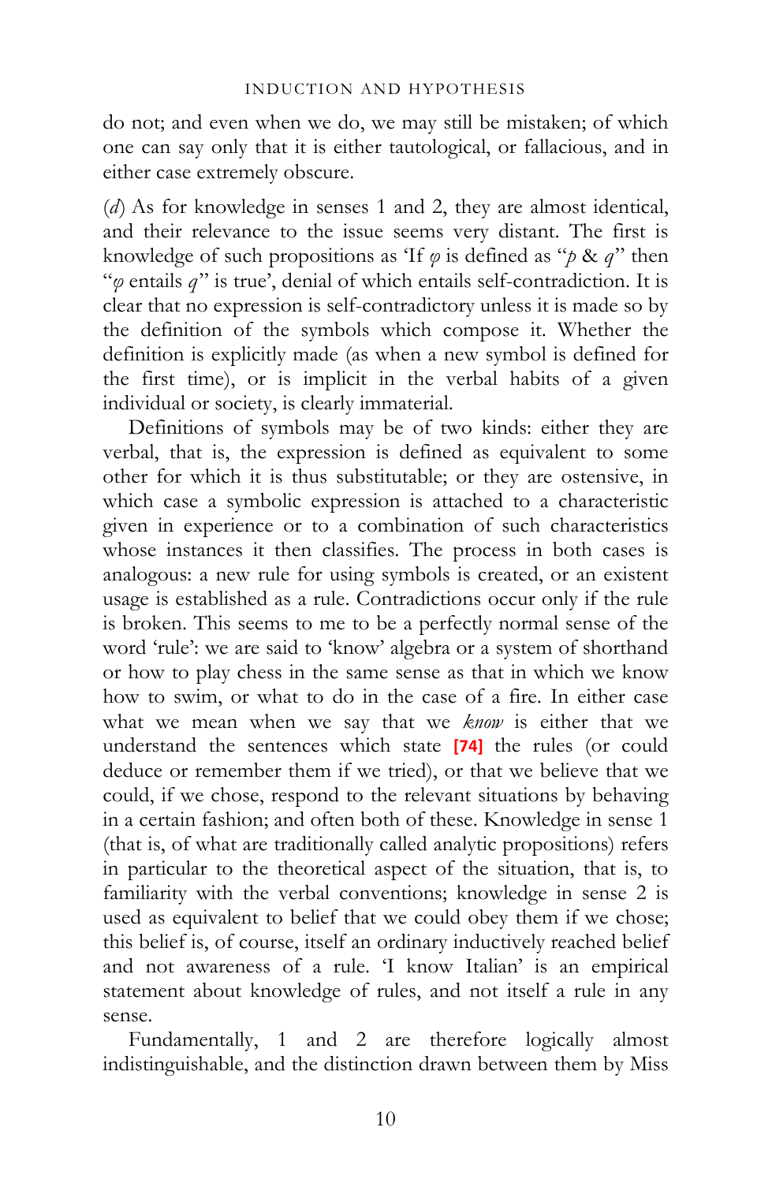do not; and even when we do, we may still be mistaken; of which one can say only that it is either tautological, or fallacious, and in either case extremely obscure.

(*d*) As for knowledge in senses 1 and 2, they are almost identical, and their relevance to the issue seems very distant. The first is knowledge of such propositions as 'If $\varphi$ is defined as "$p$ & $q$" then "$\varphi$ entails $q$" is true', denial of which entails self-contradiction. It is clear that no expression is self-contradictory unless it is made so by the definition of the symbols which compose it. Whether the definition is explicitly made (as when a new symbol is defined for the first time), or is implicit in the verbal habits of a given individual or society, is clearly immaterial.

Definitions of symbols may be of two kinds: either they are verbal, that is, the expression is defined as equivalent to some other for which it is thus substitutable; or they are ostensive, in which case a symbolic expression is attached to a characteristic given in experience or to a combination of such characteristics whose instances it then classifies. The process in both cases is analogous: a new rule for using symbols is created, or an existent usage is established as a rule. Contradictions occur only if the rule is broken. This seems to me to be a perfectly normal sense of the word 'rule': we are said to 'know' algebra or a system of shorthand or how to play chess in the same sense as that in which we know how to swim, or what to do in the case of a fire. In either case what we mean when we say that we *know* is either that we understand the sentences which state [74] the rules (or could deduce or remember them if we tried), or that we believe that we could, if we chose, respond to the relevant situations by behaving in a certain fashion; and often both of these. Knowledge in sense 1 (that is, of what are traditionally called analytic propositions) refers in particular to the theoretical aspect of the situation, that is, to familiarity with the verbal conventions; knowledge in sense 2 is used as equivalent to belief that we could obey them if we chose; this belief is, of course, itself an ordinary inductively reached belief and not awareness of a rule. 'I know Italian' is an empirical statement about knowledge of rules, and not itself a rule in any sense.

Fundamentally, 1 and 2 are therefore logically almost indistinguishable, and the distinction drawn between them by Miss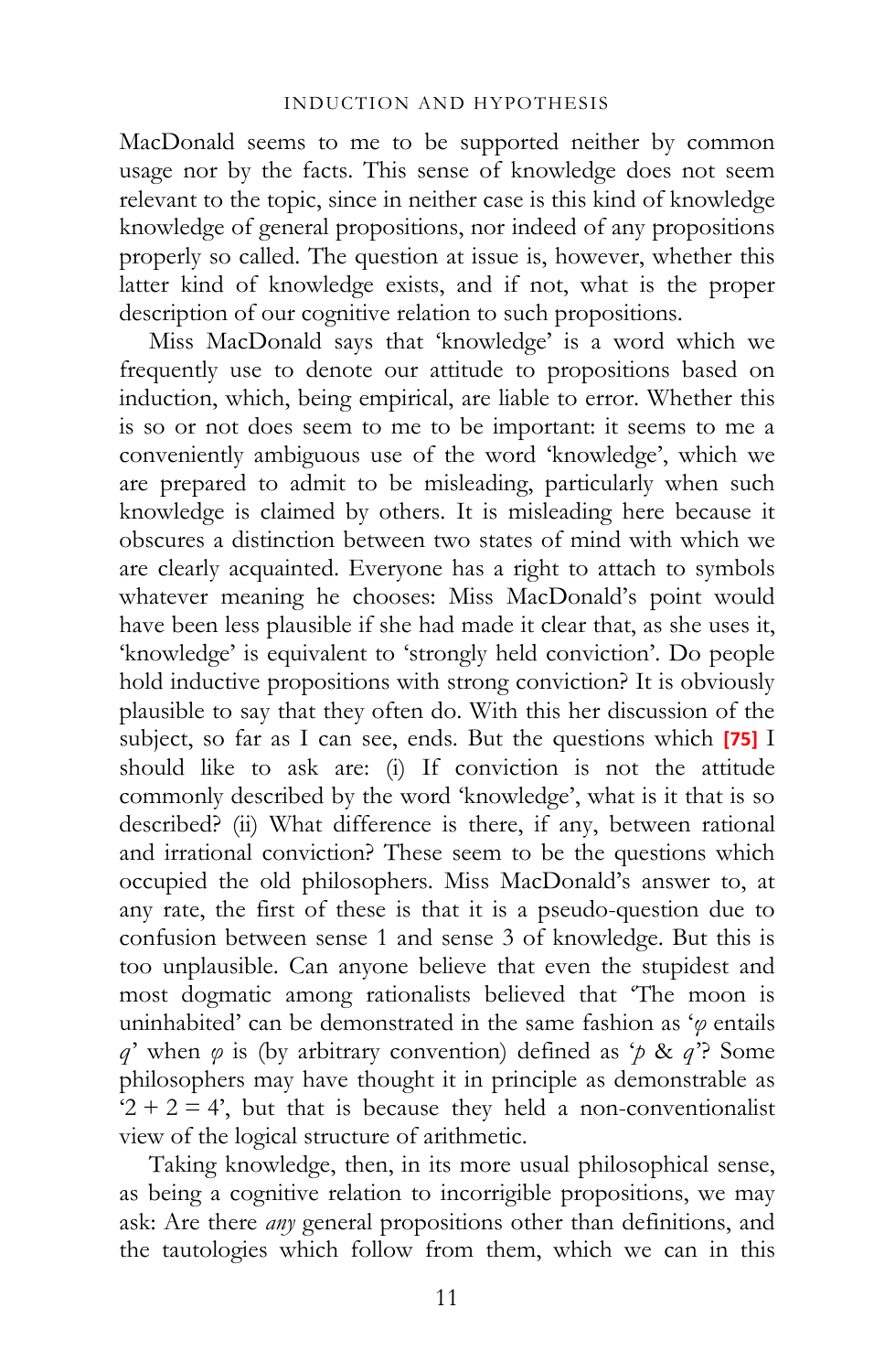MacDonald seems to me to be supported neither by common usage nor by the facts. This sense of knowledge does not seem relevant to the topic, since in neither case is this kind of knowledge knowledge of general propositions, nor indeed of any propositions properly so called. The question at issue is, however, whether this latter kind of knowledge exists, and if not, what is the proper description of our cognitive relation to such propositions.

Miss MacDonald says that 'knowledge' is a word which we frequently use to denote our attitude to propositions based on induction, which, being empirical, are liable to error. Whether this is so or not does seem to me to be important: it seems to me a conveniently ambiguous use of the word 'knowledge', which we are prepared to admit to be misleading, particularly when such knowledge is claimed by others. It is misleading here because it obscures a distinction between two states of mind with which we are clearly acquainted. Everyone has a right to attach to symbols whatever meaning he chooses: Miss MacDonald's point would have been less plausible if she had made it clear that, as she uses it, 'knowledge' is equivalent to 'strongly held conviction'. Do people hold inductive propositions with strong conviction? It is obviously plausible to say that they often do. With this her discussion of the subject, so far as I can see, ends. But the questions which **[75]** I should like to ask are: (i) If conviction is not the attitude commonly described by the word 'knowledge', what is it that is so described? (ii) What difference is there, if any, between rational and irrational conviction? These seem to be the questions which occupied the old philosophers. Miss MacDonald's answer to, at any rate, the first of these is that it is a pseudo-question due to confusion between sense 1 and sense 3 of knowledge. But this is too unplausible. Can anyone believe that even the stupidest and most dogmatic among rationalists believed that 'The moon is uninhabited' can be demonstrated in the same fashion as '$\varphi$ entails $q$' when $\varphi$ is (by arbitrary convention) defined as '$p$ & $q$'? Some philosophers may have thought it in principle as demonstrable as '$2 + 2 = 4$', but that is because they held a non-conventionalist view of the logical structure of arithmetic.

Taking knowledge, then, in its more usual philosophical sense, as being a cognitive relation to incorrigible propositions, we may ask: Are there *any* general propositions other than definitions, and the tautologies which follow from them, which we can in this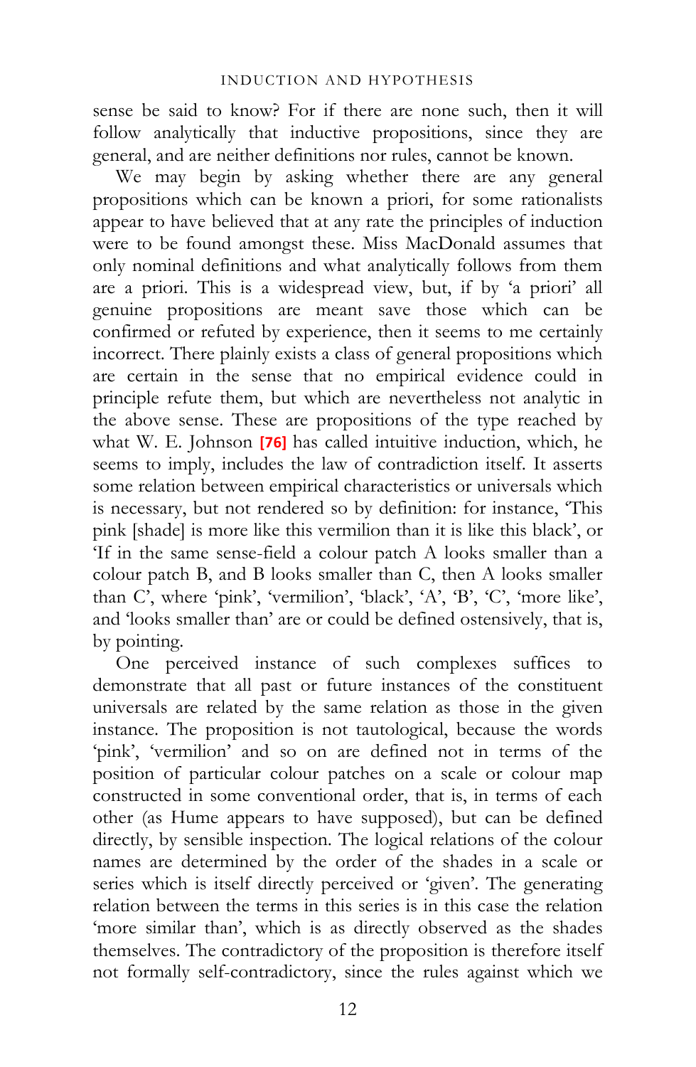sense be said to know? For if there are none such, then it will follow analytically that inductive propositions, since they are general, and are neither definitions nor rules, cannot be known.

We may begin by asking whether there are any general propositions which can be known a priori, for some rationalists appear to have believed that at any rate the principles of induction were to be found amongst these. Miss MacDonald assumes that only nominal definitions and what analytically follows from them are a priori. This is a widespread view, but, if by 'a priori' all genuine propositions are meant save those which can be confirmed or refuted by experience, then it seems to me certainly incorrect. There plainly exists a class of general propositions which are certain in the sense that no empirical evidence could in principle refute them, but which are nevertheless not analytic in the above sense. These are propositions of the type reached by what W. E. Johnson [76] has called intuitive induction, which, he seems to imply, includes the law of contradiction itself. It asserts some relation between empirical characteristics or universals which is necessary, but not rendered so by definition: for instance, 'This pink [shade] is more like this vermilion than it is like this black', or 'If in the same sense-field a colour patch A looks smaller than a colour patch B, and B looks smaller than C, then A looks smaller than C', where 'pink', 'vermilion', 'black', 'A', 'B', 'C', 'more like', and 'looks smaller than' are or could be defined ostensively, that is, by pointing.

One perceived instance of such complexes suffices to demonstrate that all past or future instances of the constituent universals are related by the same relation as those in the given instance. The proposition is not tautological, because the words 'pink', 'vermilion' and so on are defined not in terms of the position of particular colour patches on a scale or colour map constructed in some conventional order, that is, in terms of each other (as Hume appears to have supposed), but can be defined directly, by sensible inspection. The logical relations of the colour names are determined by the order of the shades in a scale or series which is itself directly perceived or 'given'. The generating relation between the terms in this series is in this case the relation 'more similar than', which is as directly observed as the shades themselves. The contradictory of the proposition is therefore itself not formally self-contradictory, since the rules against which we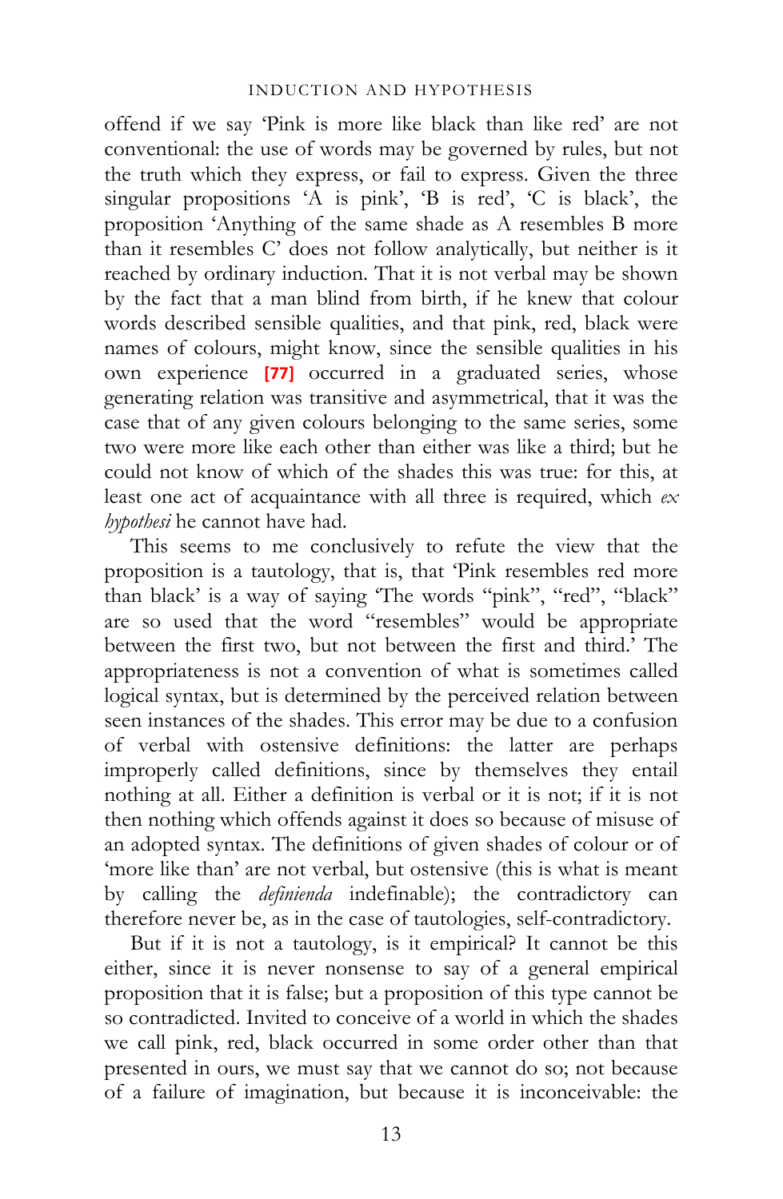offend if we say 'Pink is more like black than like red' are not conventional: the use of words may be governed by rules, but not the truth which they express, or fail to express. Given the three singular propositions 'A is pink', 'B is red', 'C is black', the proposition 'Anything of the same shade as A resembles B more than it resembles C' does not follow analytically, but neither is it reached by ordinary induction. That it is not verbal may be shown by the fact that a man blind from birth, if he knew that colour words described sensible qualities, and that pink, red, black were names of colours, might know, since the sensible qualities in his own experience **[77]** occurred in a graduated series, whose generating relation was transitive and asymmetrical, that it was the case that of any given colours belonging to the same series, some two were more like each other than either was like a third; but he could not know of which of the shades this was true: for this, at least one act of acquaintance with all three is required, which *ex hypothesi* he cannot have had.

This seems to me conclusively to refute the view that the proposition is a tautology, that is, that 'Pink resembles red more than black' is a way of saying 'The words "pink", "red", "black" are so used that the word "resembles" would be appropriate between the first two, but not between the first and third.' The appropriateness is not a convention of what is sometimes called logical syntax, but is determined by the perceived relation between seen instances of the shades. This error may be due to a confusion of verbal with ostensive definitions: the latter are perhaps improperly called definitions, since by themselves they entail nothing at all. Either a definition is verbal or it is not; if it is not then nothing which offends against it does so because of misuse of an adopted syntax. The definitions of given shades of colour or of 'more like than' are not verbal, but ostensive (this is what is meant by calling the *definienda* indefinable); the contradictory can therefore never be, as in the case of tautologies, self-contradictory.

But if it is not a tautology, is it empirical? It cannot be this either, since it is never nonsense to say of a general empirical proposition that it is false; but a proposition of this type cannot be so contradicted. Invited to conceive of a world in which the shades we call pink, red, black occurred in some order other than that presented in ours, we must say that we cannot do so; not because of a failure of imagination, but because it is inconceivable: the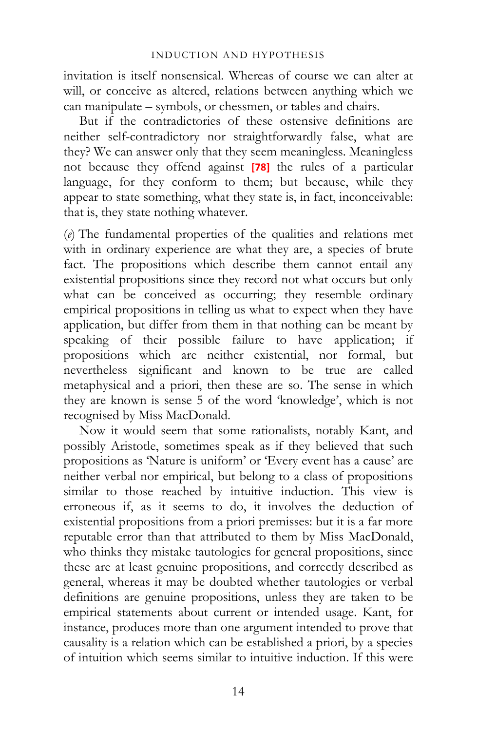invitation is itself nonsensical. Whereas of course we can alter at will, or conceive as altered, relations between anything which we can manipulate – symbols, or chessmen, or tables and chairs.

But if the contradictories of these ostensive definitions are neither self-contradictory nor straightforwardly false, what are they? We can answer only that they seem meaningless. Meaningless not because they offend against **[78]** the rules of a particular language, for they conform to them; but because, while they appear to state something, what they state is, in fact, inconceivable: that is, they state nothing whatever.

(*e*) The fundamental properties of the qualities and relations met with in ordinary experience are what they are, a species of brute fact. The propositions which describe them cannot entail any existential propositions since they record not what occurs but only what can be conceived as occurring; they resemble ordinary empirical propositions in telling us what to expect when they have application, but differ from them in that nothing can be meant by speaking of their possible failure to have application; if propositions which are neither existential, nor formal, but nevertheless significant and known to be true are called metaphysical and a priori, then these are so. The sense in which they are known is sense 5 of the word 'knowledge', which is not recognised by Miss MacDonald.

Now it would seem that some rationalists, notably Kant, and possibly Aristotle, sometimes speak as if they believed that such propositions as 'Nature is uniform' or 'Every event has a cause' are neither verbal nor empirical, but belong to a class of propositions similar to those reached by intuitive induction. This view is erroneous if, as it seems to do, it involves the deduction of existential propositions from a priori premisses: but it is a far more reputable error than that attributed to them by Miss MacDonald, who thinks they mistake tautologies for general propositions, since these are at least genuine propositions, and correctly described as general, whereas it may be doubted whether tautologies or verbal definitions are genuine propositions, unless they are taken to be empirical statements about current or intended usage. Kant, for instance, produces more than one argument intended to prove that causality is a relation which can be established a priori, by a species of intuition which seems similar to intuitive induction. If this were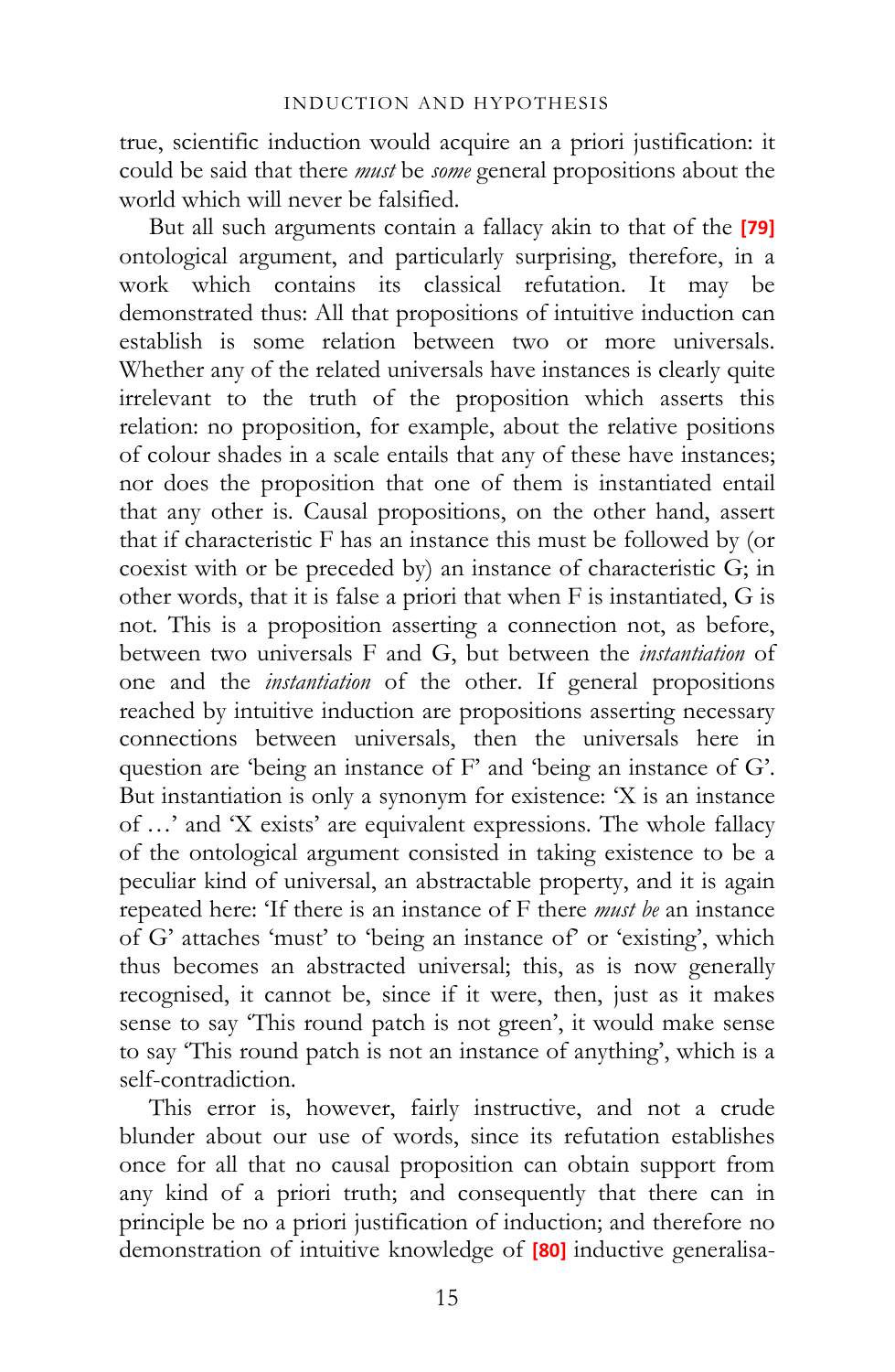true, scientific induction would acquire an a priori justification: it could be said that there *must* be *some* general propositions about the world which will never be falsified.

But all such arguments contain a fallacy akin to that of the [79] ontological argument, and particularly surprising, therefore, in a work which contains its classical refutation. It may be demonstrated thus: All that propositions of intuitive induction can establish is some relation between two or more universals. Whether any of the related universals have instances is clearly quite irrelevant to the truth of the proposition which asserts this relation: no proposition, for example, about the relative positions of colour shades in a scale entails that any of these have instances; nor does the proposition that one of them is instantiated entail that any other is. Causal propositions, on the other hand, assert that if characteristic F has an instance this must be followed by (or coexist with or be preceded by) an instance of characteristic G; in other words, that it is false a priori that when F is instantiated, G is not. This is a proposition asserting a connection not, as before, between two universals F and G, but between the *instantiation* of one and the *instantiation* of the other. If general propositions reached by intuitive induction are propositions asserting necessary connections between universals, then the universals here in question are 'being an instance of F' and 'being an instance of G'. But instantiation is only a synonym for existence: 'X is an instance of …' and 'X exists' are equivalent expressions. The whole fallacy of the ontological argument consisted in taking existence to be a peculiar kind of universal, an abstractable property, and it is again repeated here: 'If there is an instance of F there *must be* an instance of G' attaches 'must' to 'being an instance of' or 'existing', which thus becomes an abstracted universal; this, as is now generally recognised, it cannot be, since if it were, then, just as it makes sense to say 'This round patch is not green', it would make sense to say 'This round patch is not an instance of anything', which is a self-contradiction.

This error is, however, fairly instructive, and not a crude blunder about our use of words, since its refutation establishes once for all that no causal proposition can obtain support from any kind of a priori truth; and consequently that there can in principle be no a priori justification of induction; and therefore no demonstration of intuitive knowledge of [80] inductive generalisa-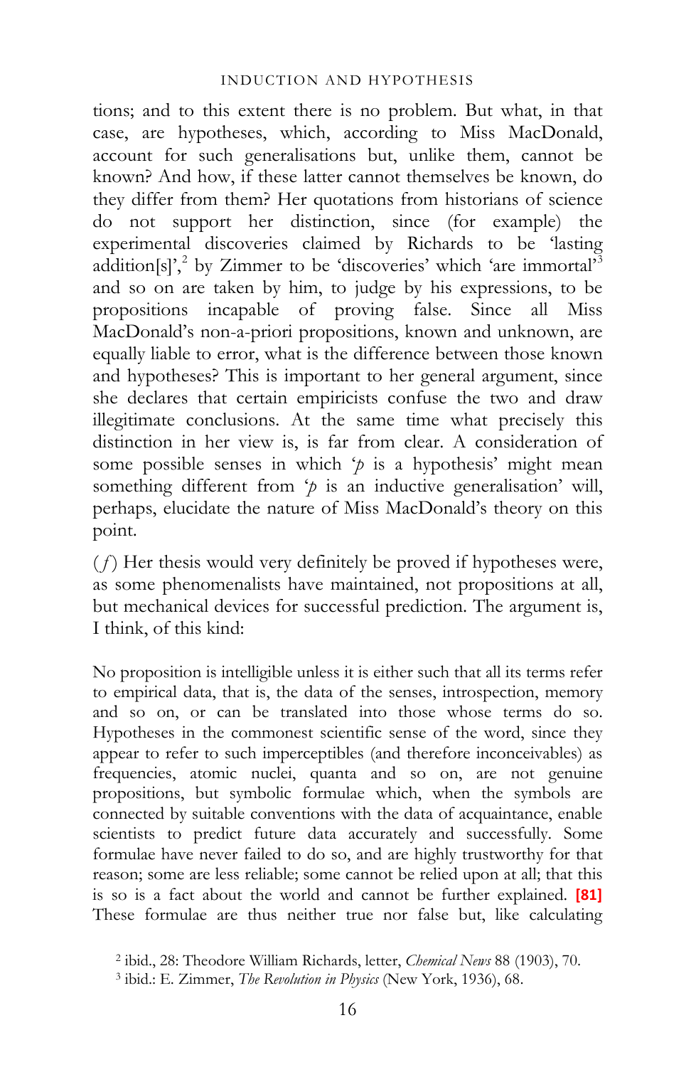tions; and to this extent there is no problem. But what, in that case, are hypotheses, which, according to Miss MacDonald, account for such generalisations but, unlike them, cannot be known? And how, if these latter cannot themselves be known, do they differ from them? Her quotations from historians of science do not support her distinction, since (for example) the experimental discoveries claimed by Richards to be 'lasting addition[s]',[2] by Zimmer to be 'discoveries' which 'are immortal'[3] and so on are taken by him, to judge by his expressions, to be propositions incapable of proving false. Since all Miss MacDonald's non-a-priori propositions, known and unknown, are equally liable to error, what is the difference between those known and hypotheses? This is important to her general argument, since she declares that certain empiricists confuse the two and draw illegitimate conclusions. At the same time what precisely this distinction in her view is, is far from clear. A consideration of some possible senses in which '*p* is a hypothesis' might mean something different from '*p* is an inductive generalisation' will, perhaps, elucidate the nature of Miss MacDonald's theory on this point.

(*f*) Her thesis would very definitely be proved if hypotheses were, as some phenomenalists have maintained, not propositions at all, but mechanical devices for successful prediction. The argument is, I think, of this kind:

> No proposition is intelligible unless it is either such that all its terms refer to empirical data, that is, the data of the senses, introspection, memory and so on, or can be translated into those whose terms do so. Hypotheses in the commonest scientific sense of the word, since they appear to refer to such imperceptibles (and therefore inconceivables) as frequencies, atomic nuclei, quanta and so on, are not genuine propositions, but symbolic formulae which, when the symbols are connected by suitable conventions with the data of acquaintance, enable scientists to predict future data accurately and successfully. Some formulae have never failed to do so, and are highly trustworthy for that reason; some are less reliable; some cannot be relied upon at all; that this is so is a fact about the world and cannot be further explained. **[81]** These formulae are thus neither true nor false but, like calculating

[2] ibid., 28: Theodore William Richards, letter, *Chemical News* 88 (1903), 70.

[3] ibid.: E. Zimmer, *The Revolution in Physics* (New York, 1936), 68.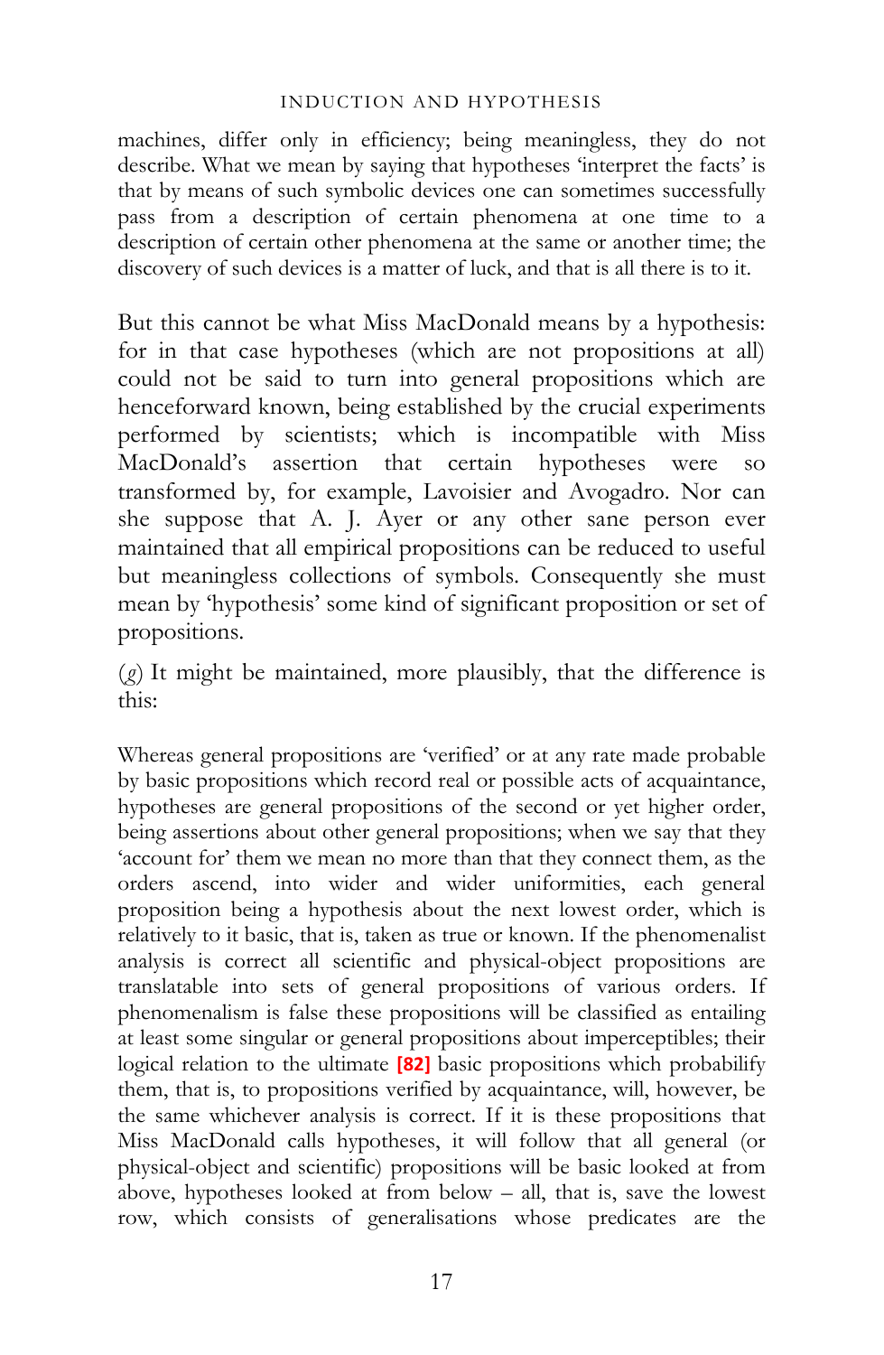machines, differ only in efficiency; being meaningless, they do not describe. What we mean by saying that hypotheses 'interpret the facts' is that by means of such symbolic devices one can sometimes successfully pass from a description of certain phenomena at one time to a description of certain other phenomena at the same or another time; the discovery of such devices is a matter of luck, and that is all there is to it.

But this cannot be what Miss MacDonald means by a hypothesis: for in that case hypotheses (which are not propositions at all) could not be said to turn into general propositions which are henceforward known, being established by the crucial experiments performed by scientists; which is incompatible with Miss MacDonald's assertion that certain hypotheses were so transformed by, for example, Lavoisier and Avogadro. Nor can she suppose that A. J. Ayer or any other sane person ever maintained that all empirical propositions can be reduced to useful but meaningless collections of symbols. Consequently she must mean by 'hypothesis' some kind of significant proposition or set of propositions.

(*g*) It might be maintained, more plausibly, that the difference is this:

Whereas general propositions are 'verified' or at any rate made probable by basic propositions which record real or possible acts of acquaintance, hypotheses are general propositions of the second or yet higher order, being assertions about other general propositions; when we say that they 'account for' them we mean no more than that they connect them, as the orders ascend, into wider and wider uniformities, each general proposition being a hypothesis about the next lowest order, which is relatively to it basic, that is, taken as true or known. If the phenomenalist analysis is correct all scientific and physical-object propositions are translatable into sets of general propositions of various orders. If phenomenalism is false these propositions will be classified as entailing at least some singular or general propositions about imperceptibles; their logical relation to the ultimate **[82]** basic propositions which probabilify them, that is, to propositions verified by acquaintance, will, however, be the same whichever analysis is correct. If it is these propositions that Miss MacDonald calls hypotheses, it will follow that all general (or physical-object and scientific) propositions will be basic looked at from above, hypotheses looked at from below – all, that is, save the lowest row, which consists of generalisations whose predicates are the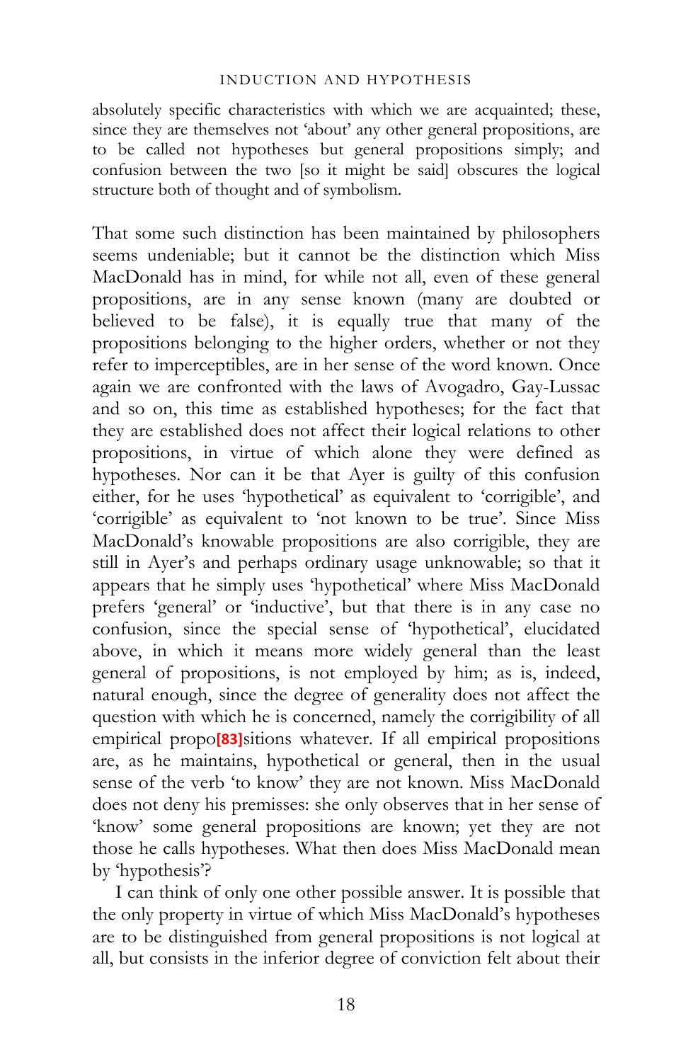absolutely specific characteristics with which we are acquainted; these, since they are themselves not 'about' any other general propositions, are to be called not hypotheses but general propositions simply; and confusion between the two [so it might be said] obscures the logical structure both of thought and of symbolism.

That some such distinction has been maintained by philosophers seems undeniable; but it cannot be the distinction which Miss MacDonald has in mind, for while not all, even of these general propositions, are in any sense known (many are doubted or believed to be false), it is equally true that many of the propositions belonging to the higher orders, whether or not they refer to imperceptibles, are in her sense of the word known. Once again we are confronted with the laws of Avogadro, Gay-Lussac and so on, this time as established hypotheses; for the fact that they are established does not affect their logical relations to other propositions, in virtue of which alone they were defined as hypotheses. Nor can it be that Ayer is guilty of this confusion either, for he uses 'hypothetical' as equivalent to 'corrigible', and 'corrigible' as equivalent to 'not known to be true'. Since Miss MacDonald's knowable propositions are also corrigible, they are still in Ayer's and perhaps ordinary usage unknowable; so that it appears that he simply uses 'hypothetical' where Miss MacDonald prefers 'general' or 'inductive', but that there is in any case no confusion, since the special sense of 'hypothetical', elucidated above, in which it means more widely general than the least general of propositions, is not employed by him; as is, indeed, natural enough, since the degree of generality does not affect the question with which he is concerned, namely the corrigibility of all empirical propo[83]sitions whatever. If all empirical propositions are, as he maintains, hypothetical or general, then in the usual sense of the verb 'to know' they are not known. Miss MacDonald does not deny his premisses: she only observes that in her sense of 'know' some general propositions are known; yet they are not those he calls hypotheses. What then does Miss MacDonald mean by 'hypothesis'?

I can think of only one other possible answer. It is possible that the only property in virtue of which Miss MacDonald's hypotheses are to be distinguished from general propositions is not logical at all, but consists in the inferior degree of conviction felt about their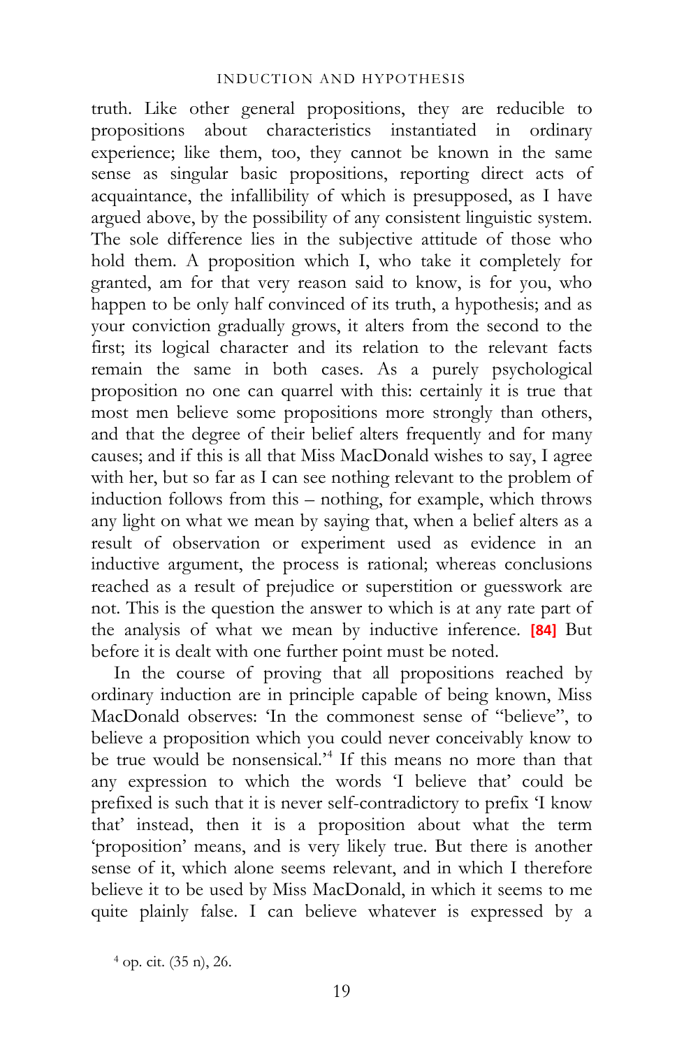truth. Like other general propositions, they are reducible to propositions about characteristics instantiated in ordinary experience; like them, too, they cannot be known in the same sense as singular basic propositions, reporting direct acts of acquaintance, the infallibility of which is presupposed, as I have argued above, by the possibility of any consistent linguistic system. The sole difference lies in the subjective attitude of those who hold them. A proposition which I, who take it completely for granted, am for that very reason said to know, is for you, who happen to be only half convinced of its truth, a hypothesis; and as your conviction gradually grows, it alters from the second to the first; its logical character and its relation to the relevant facts remain the same in both cases. As a purely psychological proposition no one can quarrel with this: certainly it is true that most men believe some propositions more strongly than others, and that the degree of their belief alters frequently and for many causes; and if this is all that Miss MacDonald wishes to say, I agree with her, but so far as I can see nothing relevant to the problem of induction follows from this – nothing, for example, which throws any light on what we mean by saying that, when a belief alters as a result of observation or experiment used as evidence in an inductive argument, the process is rational; whereas conclusions reached as a result of prejudice or superstition or guesswork are not. This is the question the answer to which is at any rate part of the analysis of what we mean by inductive inference. **[84]** But before it is dealt with one further point must be noted.

In the course of proving that all propositions reached by ordinary induction are in principle capable of being known, Miss MacDonald observes: 'In the commonest sense of "believe", to believe a proposition which you could never conceivably know to be true would be nonsensical.'[4] If this means no more than that any expression to which the words 'I believe that' could be prefixed is such that it is never self-contradictory to prefix 'I know that' instead, then it is a proposition about what the term 'proposition' means, and is very likely true. But there is another sense of it, which alone seems relevant, and in which I therefore believe it to be used by Miss MacDonald, in which it seems to me quite plainly false. I can believe whatever is expressed by a

[4] op. cit. (35 n), 26.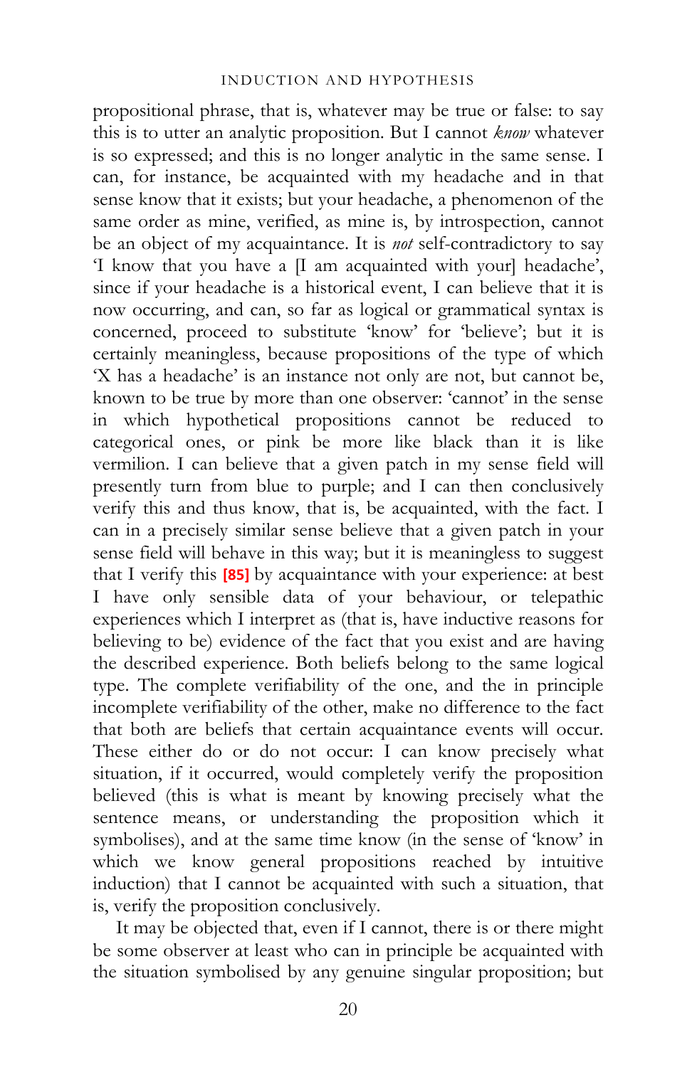propositional phrase, that is, whatever may be true or false: to say this is to utter an analytic proposition. But I cannot *know* whatever is so expressed; and this is no longer analytic in the same sense. I can, for instance, be acquainted with my headache and in that sense know that it exists; but your headache, a phenomenon of the same order as mine, verified, as mine is, by introspection, cannot be an object of my acquaintance. It is *not* self-contradictory to say 'I know that you have a [I am acquainted with your] headache', since if your headache is a historical event, I can believe that it is now occurring, and can, so far as logical or grammatical syntax is concerned, proceed to substitute 'know' for 'believe'; but it is certainly meaningless, because propositions of the type of which 'X has a headache' is an instance not only are not, but cannot be, known to be true by more than one observer: 'cannot' in the sense in which hypothetical propositions cannot be reduced to categorical ones, or pink be more like black than it is like vermilion. I can believe that a given patch in my sense field will presently turn from blue to purple; and I can then conclusively verify this and thus know, that is, be acquainted, with the fact. I can in a precisely similar sense believe that a given patch in your sense field will behave in this way; but it is meaningless to suggest that I verify this **[85]** by acquaintance with your experience: at best I have only sensible data of your behaviour, or telepathic experiences which I interpret as (that is, have inductive reasons for believing to be) evidence of the fact that you exist and are having the described experience. Both beliefs belong to the same logical type. The complete verifiability of the one, and the in principle incomplete verifiability of the other, make no difference to the fact that both are beliefs that certain acquaintance events will occur. These either do or do not occur: I can know precisely what situation, if it occurred, would completely verify the proposition believed (this is what is meant by knowing precisely what the sentence means, or understanding the proposition which it symbolises), and at the same time know (in the sense of 'know' in which we know general propositions reached by intuitive induction) that I cannot be acquainted with such a situation, that is, verify the proposition conclusively.

It may be objected that, even if I cannot, there is or there might be some observer at least who can in principle be acquainted with the situation symbolised by any genuine singular proposition; but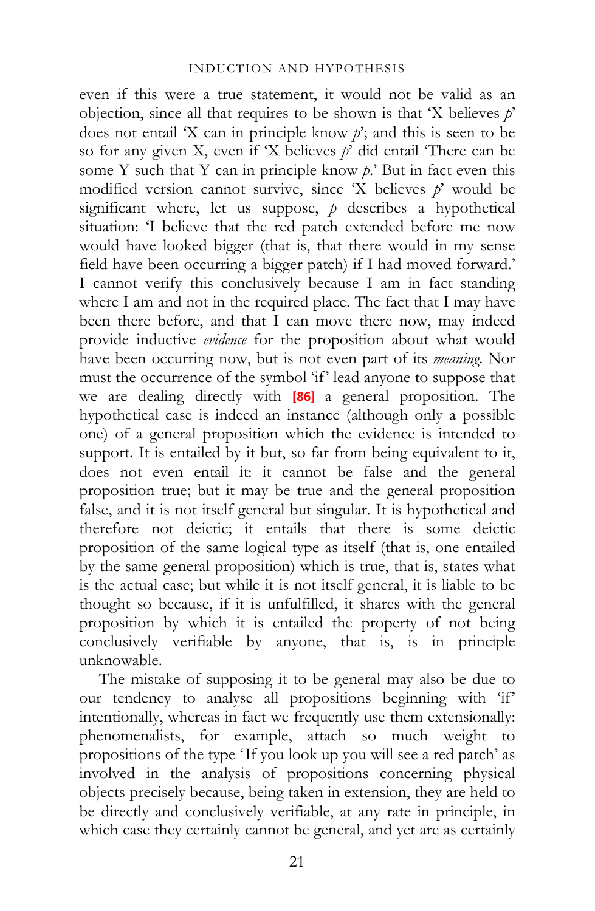even if this were a true statement, it would not be valid as an objection, since all that requires to be shown is that 'X believes *p*' does not entail 'X can in principle know *p*'; and this is seen to be so for any given X, even if 'X believes *p*' did entail 'There can be some Y such that Y can in principle know *p*.' But in fact even this modified version cannot survive, since 'X believes *p*' would be significant where, let us suppose, *p* describes a hypothetical situation: 'I believe that the red patch extended before me now would have looked bigger (that is, that there would in my sense field have been occurring a bigger patch) if I had moved forward.' I cannot verify this conclusively because I am in fact standing where I am and not in the required place. The fact that I may have been there before, and that I can move there now, may indeed provide inductive *evidence* for the proposition about what would have been occurring now, but is not even part of its *meaning*. Nor must the occurrence of the symbol 'if' lead anyone to suppose that we are dealing directly with **[86]** a general proposition. The hypothetical case is indeed an instance (although only a possible one) of a general proposition which the evidence is intended to support. It is entailed by it but, so far from being equivalent to it, does not even entail it: it cannot be false and the general proposition true; but it may be true and the general proposition false, and it is not itself general but singular. It is hypothetical and therefore not deictic; it entails that there is some deictic proposition of the same logical type as itself (that is, one entailed by the same general proposition) which is true, that is, states what is the actual case; but while it is not itself general, it is liable to be thought so because, if it is unfulfilled, it shares with the general proposition by which it is entailed the property of not being conclusively verifiable by anyone, that is, is in principle unknowable.

The mistake of supposing it to be general may also be due to our tendency to analyse all propositions beginning with 'if' intentionally, whereas in fact we frequently use them extensionally: phenomenalists, for example, attach so much weight to propositions of the type 'If you look up you will see a red patch' as involved in the analysis of propositions concerning physical objects precisely because, being taken in extension, they are held to be directly and conclusively verifiable, at any rate in principle, in which case they certainly cannot be general, and yet are as certainly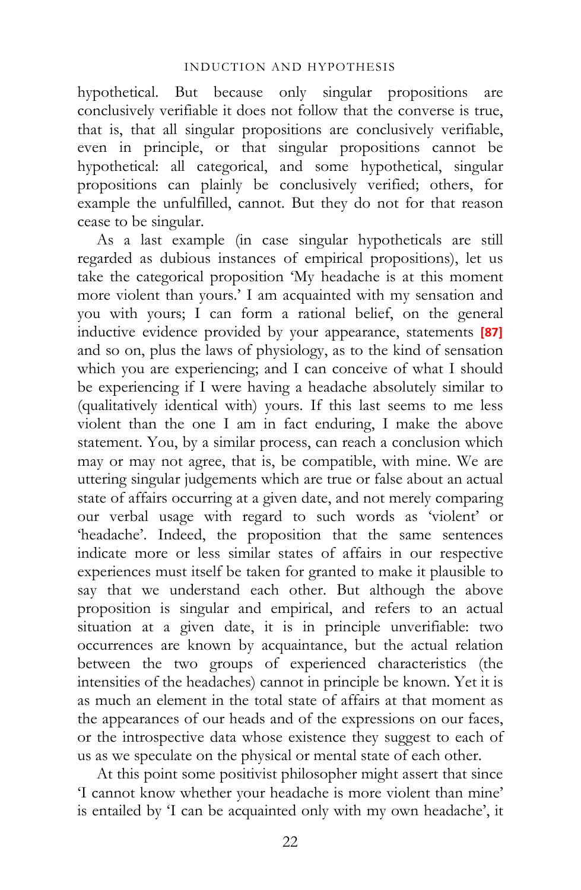hypothetical. But because only singular propositions are conclusively verifiable it does not follow that the converse is true, that is, that all singular propositions are conclusively verifiable, even in principle, or that singular propositions cannot be hypothetical: all categorical, and some hypothetical, singular propositions can plainly be conclusively verified; others, for example the unfulfilled, cannot. But they do not for that reason cease to be singular.

As a last example (in case singular hypotheticals are still regarded as dubious instances of empirical propositions), let us take the categorical proposition 'My headache is at this moment more violent than yours.' I am acquainted with my sensation and you with yours; I can form a rational belief, on the general inductive evidence provided by your appearance, statements [87] and so on, plus the laws of physiology, as to the kind of sensation which you are experiencing; and I can conceive of what I should be experiencing if I were having a headache absolutely similar to (qualitatively identical with) yours. If this last seems to me less violent than the one I am in fact enduring, I make the above statement. You, by a similar process, can reach a conclusion which may or may not agree, that is, be compatible, with mine. We are uttering singular judgements which are true or false about an actual state of affairs occurring at a given date, and not merely comparing our verbal usage with regard to such words as 'violent' or 'headache'. Indeed, the proposition that the same sentences indicate more or less similar states of affairs in our respective experiences must itself be taken for granted to make it plausible to say that we understand each other. But although the above proposition is singular and empirical, and refers to an actual situation at a given date, it is in principle unverifiable: two occurrences are known by acquaintance, but the actual relation between the two groups of experienced characteristics (the intensities of the headaches) cannot in principle be known. Yet it is as much an element in the total state of affairs at that moment as the appearances of our heads and of the expressions on our faces, or the introspective data whose existence they suggest to each of us as we speculate on the physical or mental state of each other.

At this point some positivist philosopher might assert that since 'I cannot know whether your headache is more violent than mine' is entailed by 'I can be acquainted only with my own headache', it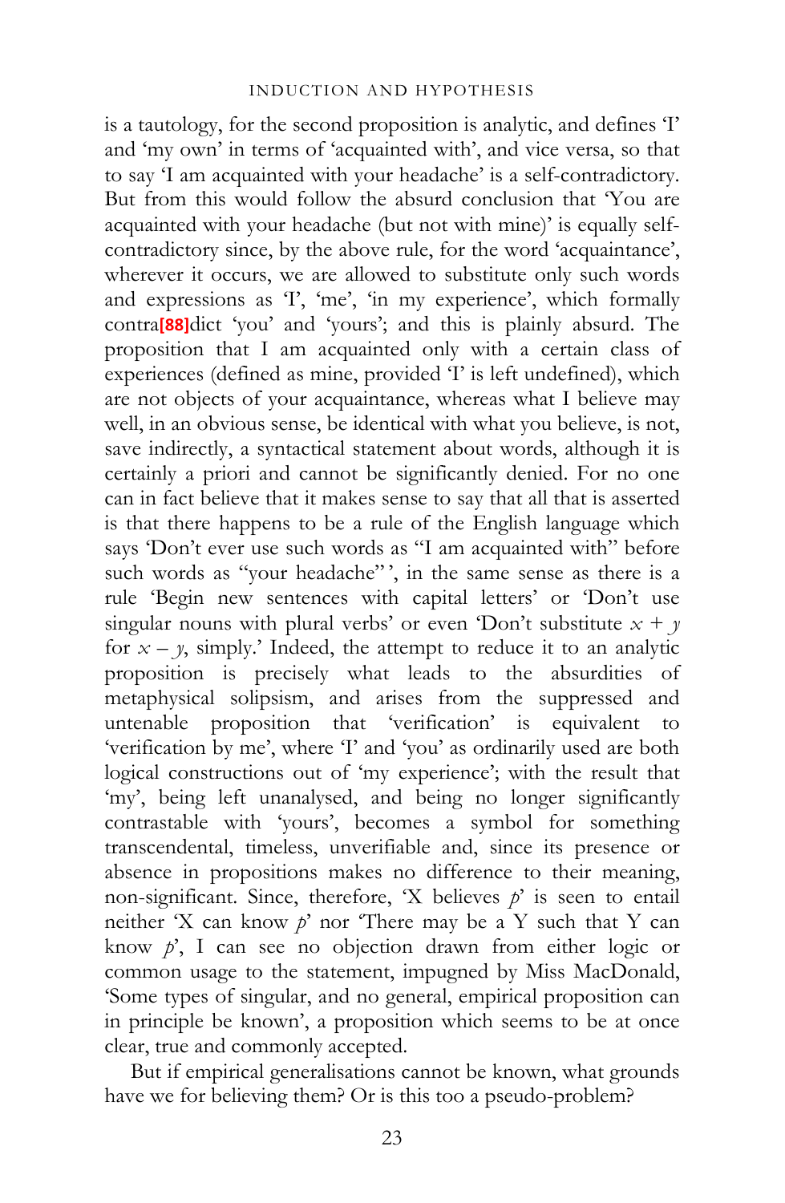is a tautology, for the second proposition is analytic, and defines 'I' and 'my own' in terms of 'acquainted with', and vice versa, so that to say 'I am acquainted with your headache' is a self-contradictory. But from this would follow the absurd conclusion that 'You are acquainted with your headache (but not with mine)' is equally self-contradictory since, by the above rule, for the word 'acquaintance', wherever it occurs, we are allowed to substitute only such words and expressions as 'I', 'me', 'in my experience', which formally contra[88]dict 'you' and 'yours'; and this is plainly absurd. The proposition that I am acquainted only with a certain class of experiences (defined as mine, provided 'I' is left undefined), which are not objects of your acquaintance, whereas what I believe may well, in an obvious sense, be identical with what you believe, is not, save indirectly, a syntactical statement about words, although it is certainly a priori and cannot be significantly denied. For no one can in fact believe that it makes sense to say that all that is asserted is that there happens to be a rule of the English language which says 'Don't ever use such words as "I am acquainted with" before such words as "your headache"', in the same sense as there is a rule 'Begin new sentences with capital letters' or 'Don't use singular nouns with plural verbs' or even 'Don't substitute $x + y$ for $x - y$, simply.' Indeed, the attempt to reduce it to an analytic proposition is precisely what leads to the absurdities of metaphysical solipsism, and arises from the suppressed and untenable proposition that 'verification' is equivalent to 'verification by me', where 'I' and 'you' as ordinarily used are both logical constructions out of 'my experience'; with the result that 'my', being left unanalysed, and being no longer significantly contrastable with 'yours', becomes a symbol for something transcendental, timeless, unverifiable and, since its presence or absence in propositions makes no difference to their meaning, non-significant. Since, therefore, 'X believes $p$' is seen to entail neither 'X can know $p$' nor 'There may be a Y such that Y can know $p$', I can see no objection drawn from either logic or common usage to the statement, impugned by Miss MacDonald, 'Some types of singular, and no general, empirical proposition can in principle be known', a proposition which seems to be at once clear, true and commonly accepted.

But if empirical generalisations cannot be known, what grounds have we for believing them? Or is this too a pseudo-problem?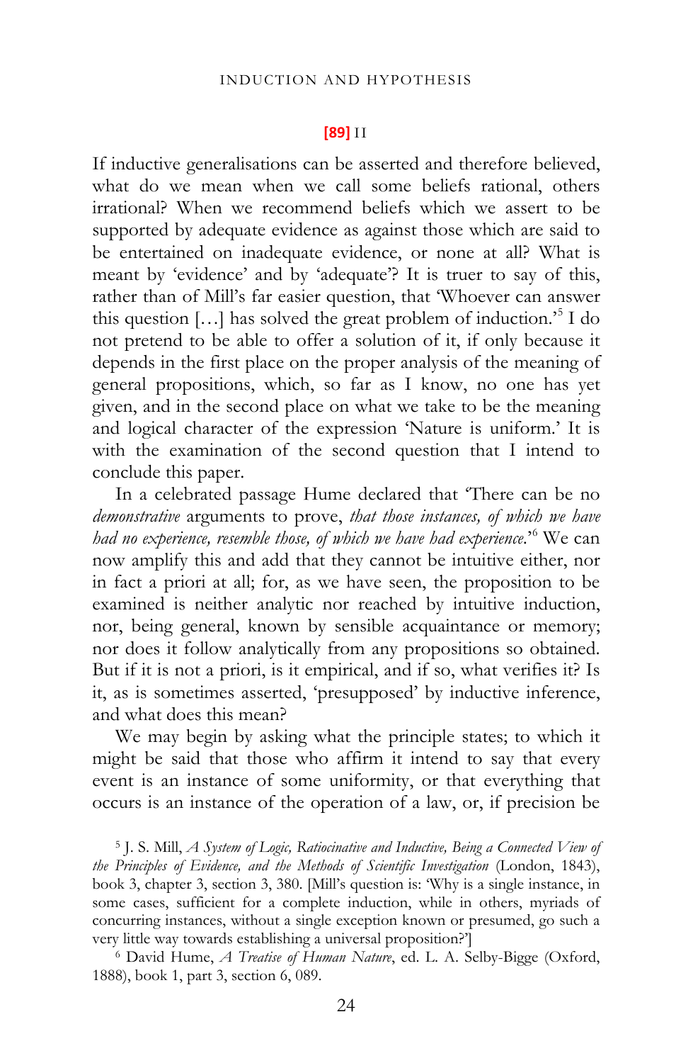**[89]** II

If inductive generalisations can be asserted and therefore believed, what do we mean when we call some beliefs rational, others irrational? When we recommend beliefs which we assert to be supported by adequate evidence as against those which are said to be entertained on inadequate evidence, or none at all? What is meant by 'evidence' and by 'adequate'? It is truer to say of this, rather than of Mill's far easier question, that 'Whoever can answer this question […] has solved the great problem of induction.'[5] I do not pretend to be able to offer a solution of it, if only because it depends in the first place on the proper analysis of the meaning of general propositions, which, so far as I know, no one has yet given, and in the second place on what we take to be the meaning and logical character of the expression 'Nature is uniform.' It is with the examination of the second question that I intend to conclude this paper.

In a celebrated passage Hume declared that 'There can be no *demonstrative* arguments to prove, *that those instances, of which we have had no experience, resemble those, of which we have had experience*.'[6] We can now amplify this and add that they cannot be intuitive either, nor in fact a priori at all; for, as we have seen, the proposition to be examined is neither analytic nor reached by intuitive induction, nor, being general, known by sensible acquaintance or memory; nor does it follow analytically from any propositions so obtained. But if it is not a priori, is it empirical, and if so, what verifies it? Is it, as is sometimes asserted, 'presupposed' by inductive inference, and what does this mean?

We may begin by asking what the principle states; to which it might be said that those who affirm it intend to say that every event is an instance of some uniformity, or that everything that occurs is an instance of the operation of a law, or, if precision be

[5] J. S. Mill, *A System of Logic, Ratiocinative and Inductive, Being a Connected View of the Principles of Evidence, and the Methods of Scientific Investigation* (London, 1843), book 3, chapter 3, section 3, 380. [Mill's question is: 'Why is a single instance, in some cases, sufficient for a complete induction, while in others, myriads of concurring instances, without a single exception known or presumed, go such a very little way towards establishing a universal proposition?']

[6] David Hume, *A Treatise of Human Nature*, ed. L. A. Selby-Bigge (Oxford, 1888), book 1, part 3, section 6, 089.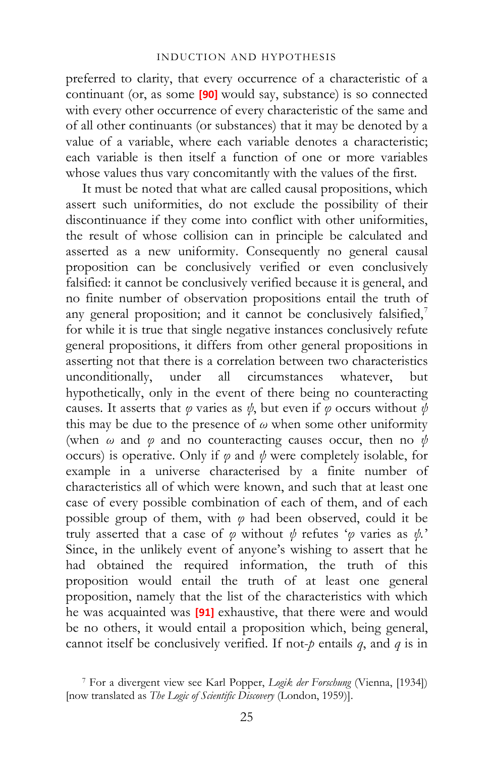preferred to clarity, that every occurrence of a characteristic of a continuant (or, as some **[90]** would say, substance) is so connected with every other occurrence of every characteristic of the same and of all other continuants (or substances) that it may be denoted by a value of a variable, where each variable denotes a characteristic; each variable is then itself a function of one or more variables whose values thus vary concomitantly with the values of the first.

It must be noted that what are called causal propositions, which assert such uniformities, do not exclude the possibility of their discontinuance if they come into conflict with other uniformities, the result of whose collision can in principle be calculated and asserted as a new uniformity. Consequently no general causal proposition can be conclusively verified or even conclusively falsified: it cannot be conclusively verified because it is general, and no finite number of observation propositions entail the truth of any general proposition; and it cannot be conclusively falsified,[7] for while it is true that single negative instances conclusively refute general propositions, it differs from other general propositions in asserting not that there is a correlation between two characteristics unconditionally, under all circumstances whatever, but hypothetically, only in the event of there being no counteracting causes. It asserts that $\varphi$ varies as $\psi$, but even if $\varphi$ occurs without $\psi$ this may be due to the presence of $\omega$ when some other uniformity (when $\omega$ and $\varphi$ and no counteracting causes occur, then no $\psi$ occurs) is operative. Only if $\varphi$ and $\psi$ were completely isolable, for example in a universe characterised by a finite number of characteristics all of which were known, and such that at least one case of every possible combination of each of them, and of each possible group of them, with $\varphi$ had been observed, could it be truly asserted that a case of $\varphi$ without $\psi$ refutes '$\varphi$ varies as $\psi$.' Since, in the unlikely event of anyone's wishing to assert that he had obtained the required information, the truth of this proposition would entail the truth of at least one general proposition, namely that the list of the characteristics with which he was acquainted was **[91]** exhaustive, that there were and would be no others, it would entail a proposition which, being general, cannot itself be conclusively verified. If not-$p$ entails $q$, and $q$ is in

[7] For a divergent view see Karl Popper, *Logik der Forschung* (Vienna, [1934]) [now translated as *The Logic of Scientific Discovery* (London, 1959)].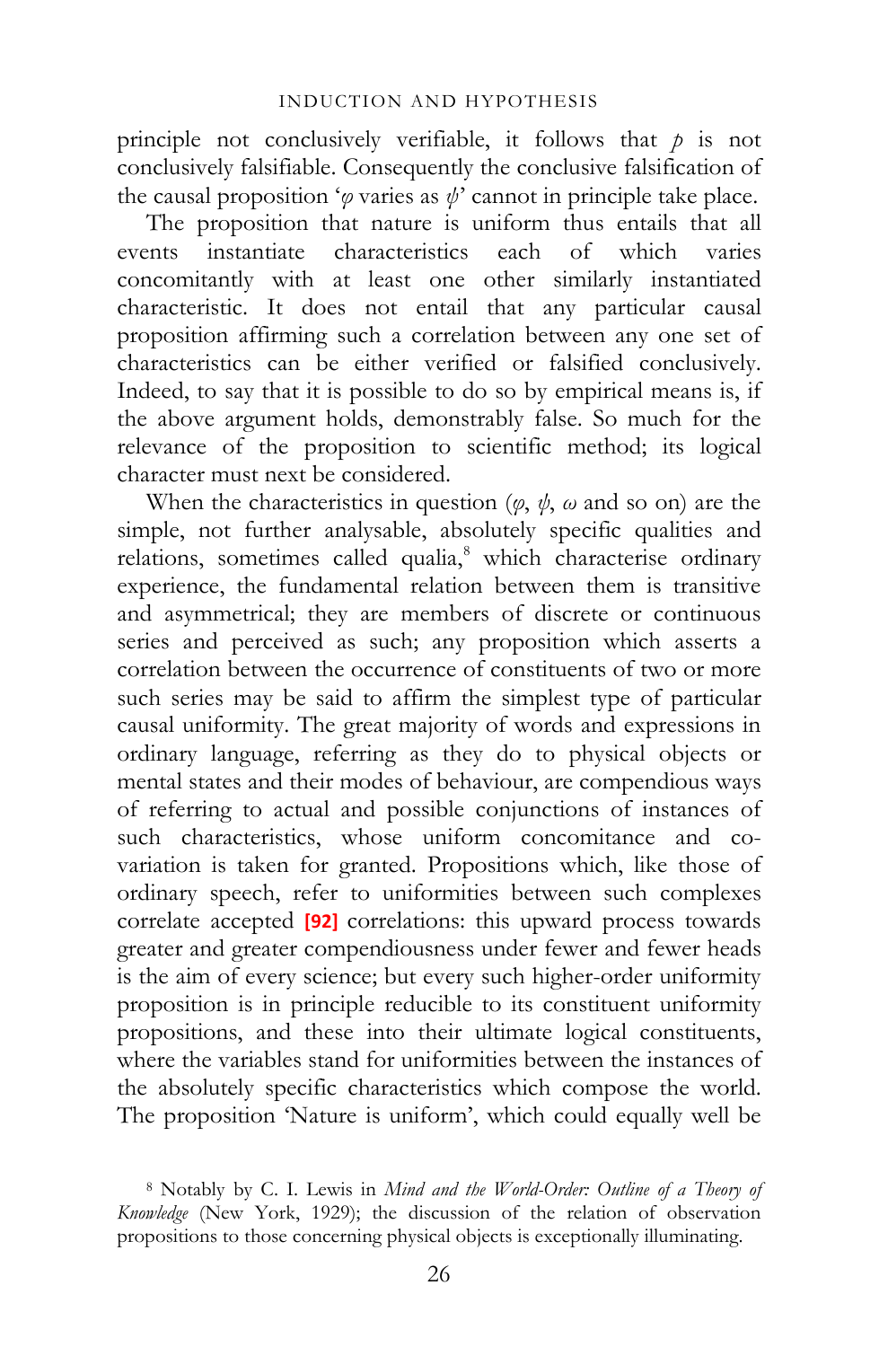principle not conclusively verifiable, it follows that *p* is not conclusively falsifiable. Consequently the conclusive falsification of the causal proposition '$\varphi$ varies as $\psi$' cannot in principle take place.

The proposition that nature is uniform thus entails that all events instantiate characteristics each of which varies concomitantly with at least one other similarly instantiated characteristic. It does not entail that any particular causal proposition affirming such a correlation between any one set of characteristics can be either verified or falsified conclusively. Indeed, to say that it is possible to do so by empirical means is, if the above argument holds, demonstrably false. So much for the relevance of the proposition to scientific method; its logical character must next be considered.

When the characteristics in question ($\varphi$, $\psi$, $\omega$ and so on) are the simple, not further analysable, absolutely specific qualities and relations, sometimes called qualia,[8] which characterise ordinary experience, the fundamental relation between them is transitive and asymmetrical; they are members of discrete or continuous series and perceived as such; any proposition which asserts a correlation between the occurrence of constituents of two or more such series may be said to affirm the simplest type of particular causal uniformity. The great majority of words and expressions in ordinary language, referring as they do to physical objects or mental states and their modes of behaviour, are compendious ways of referring to actual and possible conjunctions of instances of such characteristics, whose uniform concomitance and co-variation is taken for granted. Propositions which, like those of ordinary speech, refer to uniformities between such complexes correlate accepted [92] correlations: this upward process towards greater and greater compendiousness under fewer and fewer heads is the aim of every science; but every such higher-order uniformity proposition is in principle reducible to its constituent uniformity propositions, and these into their ultimate logical constituents, where the variables stand for uniformities between the instances of the absolutely specific characteristics which compose the world. The proposition 'Nature is uniform', which could equally well be

[8] Notably by C. I. Lewis in *Mind and the World-Order: Outline of a Theory of Knowledge* (New York, 1929); the discussion of the relation of observation propositions to those concerning physical objects is exceptionally illuminating.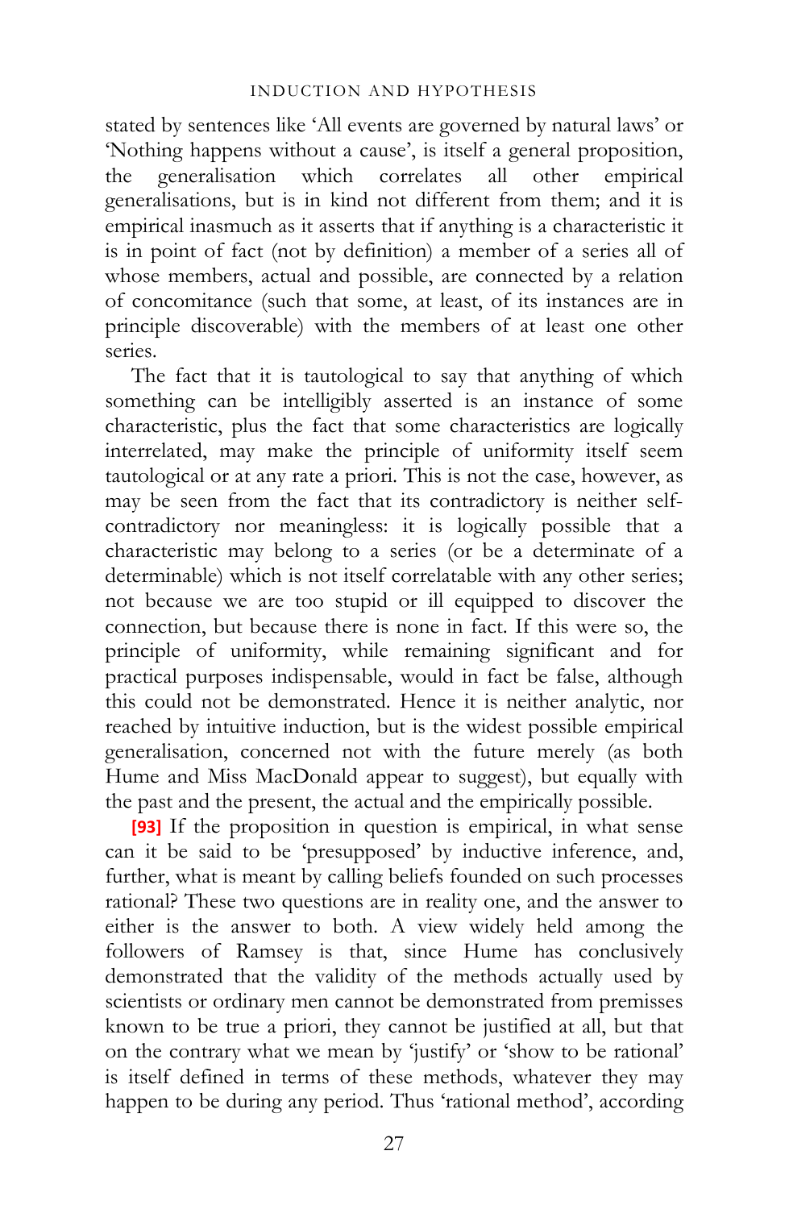stated by sentences like 'All events are governed by natural laws' or 'Nothing happens without a cause', is itself a general proposition, the generalisation which correlates all other empirical generalisations, but is in kind not different from them; and it is empirical inasmuch as it asserts that if anything is a characteristic it is in point of fact (not by definition) a member of a series all of whose members, actual and possible, are connected by a relation of concomitance (such that some, at least, of its instances are in principle discoverable) with the members of at least one other series.

The fact that it is tautological to say that anything of which something can be intelligibly asserted is an instance of some characteristic, plus the fact that some characteristics are logically interrelated, may make the principle of uniformity itself seem tautological or at any rate a priori. This is not the case, however, as may be seen from the fact that its contradictory is neither self-contradictory nor meaningless: it is logically possible that a characteristic may belong to a series (or be a determinate of a determinable) which is not itself correlatable with any other series; not because we are too stupid or ill equipped to discover the connection, but because there is none in fact. If this were so, the principle of uniformity, while remaining significant and for practical purposes indispensable, would in fact be false, although this could not be demonstrated. Hence it is neither analytic, nor reached by intuitive induction, but is the widest possible empirical generalisation, concerned not with the future merely (as both Hume and Miss MacDonald appear to suggest), but equally with the past and the present, the actual and the empirically possible.

**[93]** If the proposition in question is empirical, in what sense can it be said to be 'presupposed' by inductive inference, and, further, what is meant by calling beliefs founded on such processes rational? These two questions are in reality one, and the answer to either is the answer to both. A view widely held among the followers of Ramsey is that, since Hume has conclusively demonstrated that the validity of the methods actually used by scientists or ordinary men cannot be demonstrated from premisses known to be true a priori, they cannot be justified at all, but that on the contrary what we mean by 'justify' or 'show to be rational' is itself defined in terms of these methods, whatever they may happen to be during any period. Thus 'rational method', according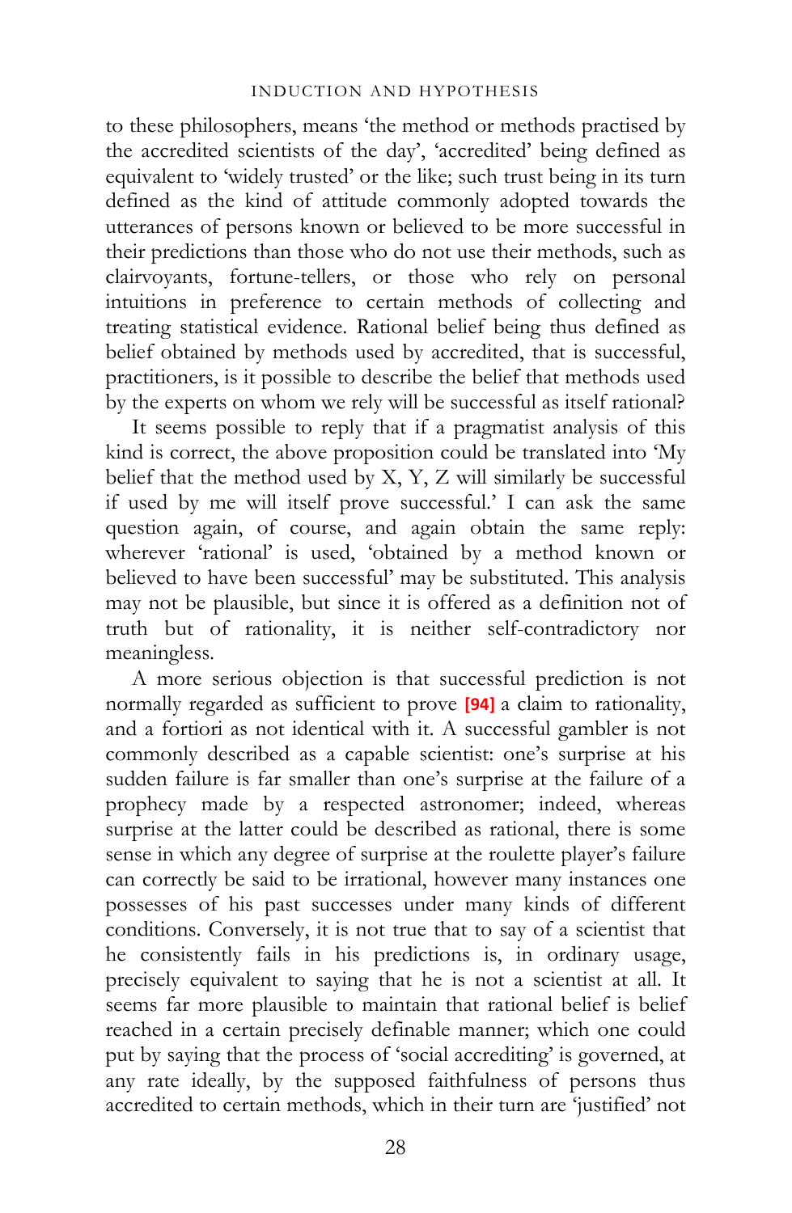to these philosophers, means 'the method or methods practised by the accredited scientists of the day', 'accredited' being defined as equivalent to 'widely trusted' or the like; such trust being in its turn defined as the kind of attitude commonly adopted towards the utterances of persons known or believed to be more successful in their predictions than those who do not use their methods, such as clairvoyants, fortune-tellers, or those who rely on personal intuitions in preference to certain methods of collecting and treating statistical evidence. Rational belief being thus defined as belief obtained by methods used by accredited, that is successful, practitioners, is it possible to describe the belief that methods used by the experts on whom we rely will be successful as itself rational?

It seems possible to reply that if a pragmatist analysis of this kind is correct, the above proposition could be translated into 'My belief that the method used by X, Y, Z will similarly be successful if used by me will itself prove successful.' I can ask the same question again, of course, and again obtain the same reply: wherever 'rational' is used, 'obtained by a method known or believed to have been successful' may be substituted. This analysis may not be plausible, but since it is offered as a definition not of truth but of rationality, it is neither self-contradictory nor meaningless.

A more serious objection is that successful prediction is not normally regarded as sufficient to prove [94] a claim to rationality, and a fortiori as not identical with it. A successful gambler is not commonly described as a capable scientist: one's surprise at his sudden failure is far smaller than one's surprise at the failure of a prophecy made by a respected astronomer; indeed, whereas surprise at the latter could be described as rational, there is some sense in which any degree of surprise at the roulette player's failure can correctly be said to be irrational, however many instances one possesses of his past successes under many kinds of different conditions. Conversely, it is not true that to say of a scientist that he consistently fails in his predictions is, in ordinary usage, precisely equivalent to saying that he is not a scientist at all. It seems far more plausible to maintain that rational belief is belief reached in a certain precisely definable manner; which one could put by saying that the process of 'social accrediting' is governed, at any rate ideally, by the supposed faithfulness of persons thus accredited to certain methods, which in their turn are 'justified' not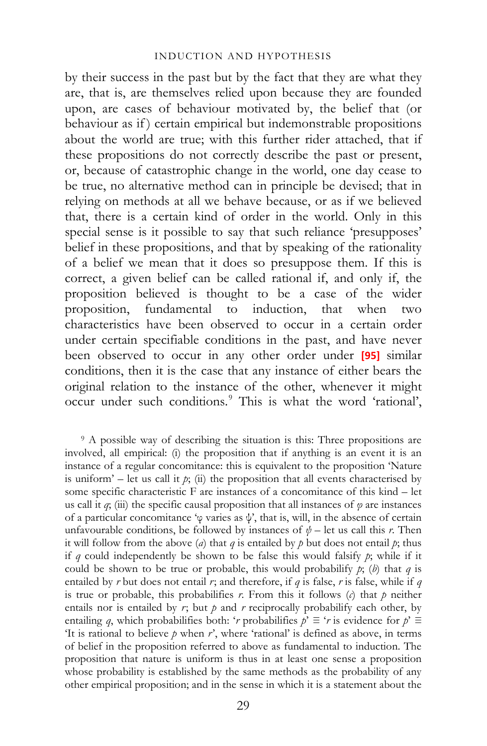by their success in the past but by the fact that they are what they are, that is, are themselves relied upon because they are founded upon, are cases of behaviour motivated by, the belief that (or behaviour as if) certain empirical but indemonstrable propositions about the world are true; with this further rider attached, that if these propositions do not correctly describe the past or present, or, because of catastrophic change in the world, one day cease to be true, no alternative method can in principle be devised; that in relying on methods at all we behave because, or as if we believed that, there is a certain kind of order in the world. Only in this special sense is it possible to say that such reliance 'presupposes' belief in these propositions, and that by speaking of the rationality of a belief we mean that it does so presuppose them. If this is correct, a given belief can be called rational if, and only if, the proposition believed is thought to be a case of the wider proposition, fundamental to induction, that when two characteristics have been observed to occur in a certain order under certain specifiable conditions in the past, and have never been observed to occur in any other order under **[95]** similar conditions, then it is the case that any instance of either bears the original relation to the instance of the other, whenever it might occur under such conditions.[9] This is what the word 'rational',

[9] A possible way of describing the situation is this: Three propositions are involved, all empirical: (i) the proposition that if anything is an event it is an instance of a regular concomitance: this is equivalent to the proposition 'Nature is uniform' – let us call it *p*; (ii) the proposition that all events characterised by some specific characteristic F are instances of a concomitance of this kind – let us call it *q*; (iii) the specific causal proposition that all instances of $\varphi$ are instances of a particular concomitance '$\varphi$ varies as $\psi$', that is, will, in the absence of certain unfavourable conditions, be followed by instances of $\psi$ – let us call this *r*. Then it will follow from the above (*a*) that *q* is entailed by *p* but does not entail *p*; thus if *q* could independently be shown to be false this would falsify *p*; while if it could be shown to be true or probable, this would probabilify *p*; (*b*) that *q* is entailed by *r* but does not entail *r*; and therefore, if *q* is false, *r* is false, while if *q* is true or probable, this probabilifies *r*. From this it follows (*c*) that *p* neither entails nor is entailed by *r*; but *p* and *r* reciprocally probabilify each other, by entailing *q*, which probabilifies both: '*r* probabilifies *p*' ≡ '*r* is evidence for *p*' ≡ 'It is rational to believe *p* when *r*', where 'rational' is defined as above, in terms of belief in the proposition referred to above as fundamental to induction. The proposition that nature is uniform is thus in at least one sense a proposition whose probability is established by the same methods as the probability of any other empirical proposition; and in the sense in which it is a statement about the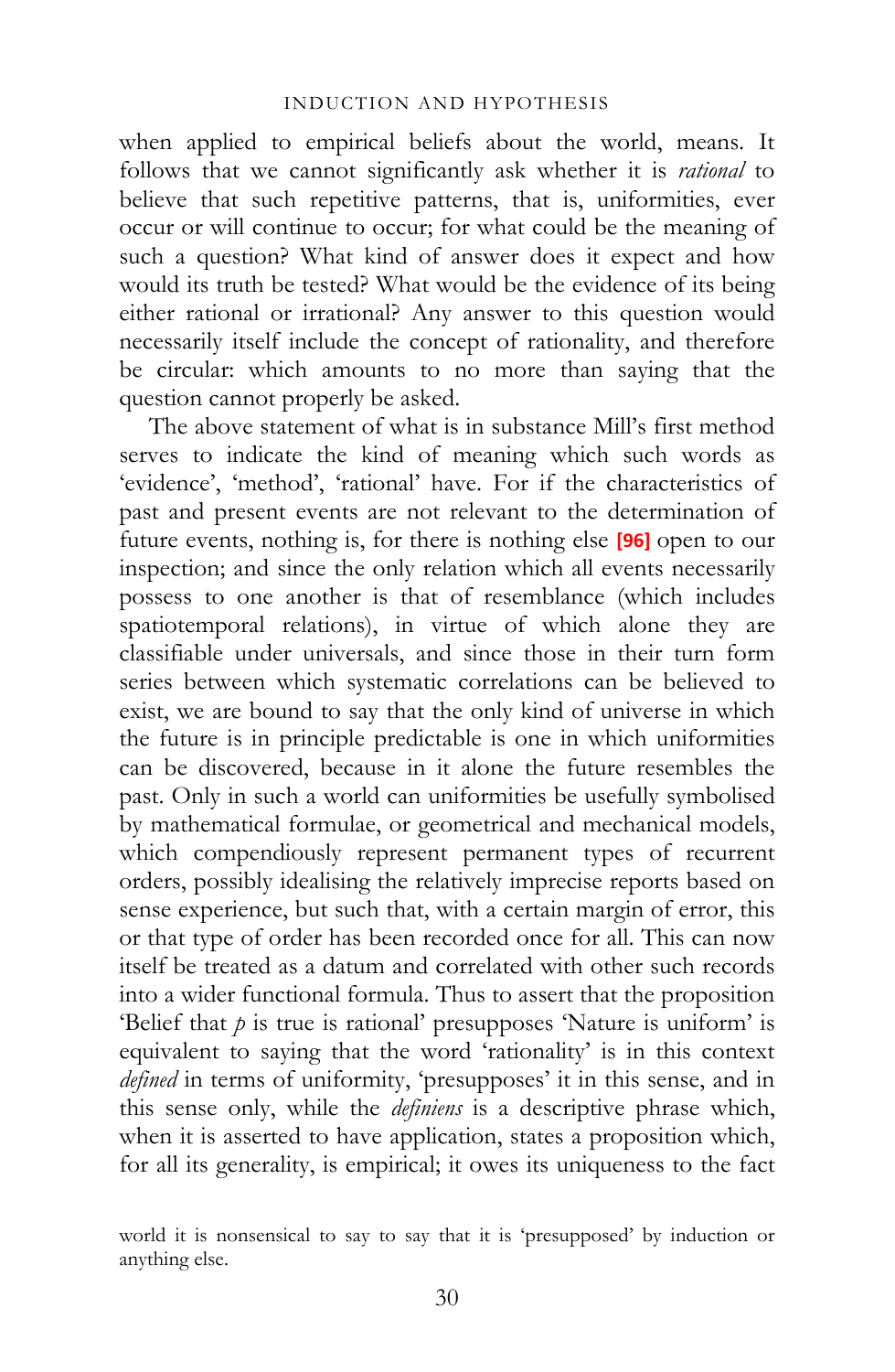when applied to empirical beliefs about the world, means. It follows that we cannot significantly ask whether it is *rational* to believe that such repetitive patterns, that is, uniformities, ever occur or will continue to occur; for what could be the meaning of such a question? What kind of answer does it expect and how would its truth be tested? What would be the evidence of its being either rational or irrational? Any answer to this question would necessarily itself include the concept of rationality, and therefore be circular: which amounts to no more than saying that the question cannot properly be asked.

The above statement of what is in substance Mill's first method serves to indicate the kind of meaning which such words as 'evidence', 'method', 'rational' have. For if the characteristics of past and present events are not relevant to the determination of future events, nothing is, for there is nothing else **[96]** open to our inspection; and since the only relation which all events necessarily possess to one another is that of resemblance (which includes spatiotemporal relations), in virtue of which alone they are classifiable under universals, and since those in their turn form series between which systematic correlations can be believed to exist, we are bound to say that the only kind of universe in which the future is in principle predictable is one in which uniformities can be discovered, because in it alone the future resembles the past. Only in such a world can uniformities be usefully symbolised by mathematical formulae, or geometrical and mechanical models, which compendiously represent permanent types of recurrent orders, possibly idealising the relatively imprecise reports based on sense experience, but such that, with a certain margin of error, this or that type of order has been recorded once for all. This can now itself be treated as a datum and correlated with other such records into a wider functional formula. Thus to assert that the proposition 'Belief that *p* is true is rational' presupposes 'Nature is uniform' is equivalent to saying that the word 'rationality' is in this context *defined* in terms of uniformity, 'presupposes' in this sense, and in this sense only, while the *definiens* is a descriptive phrase which, when it is asserted to have application, states a proposition which, for all its generality, is empirical; it owes its uniqueness to the fact

world it is nonsensical to say to say that it is 'presupposed' by induction or anything else.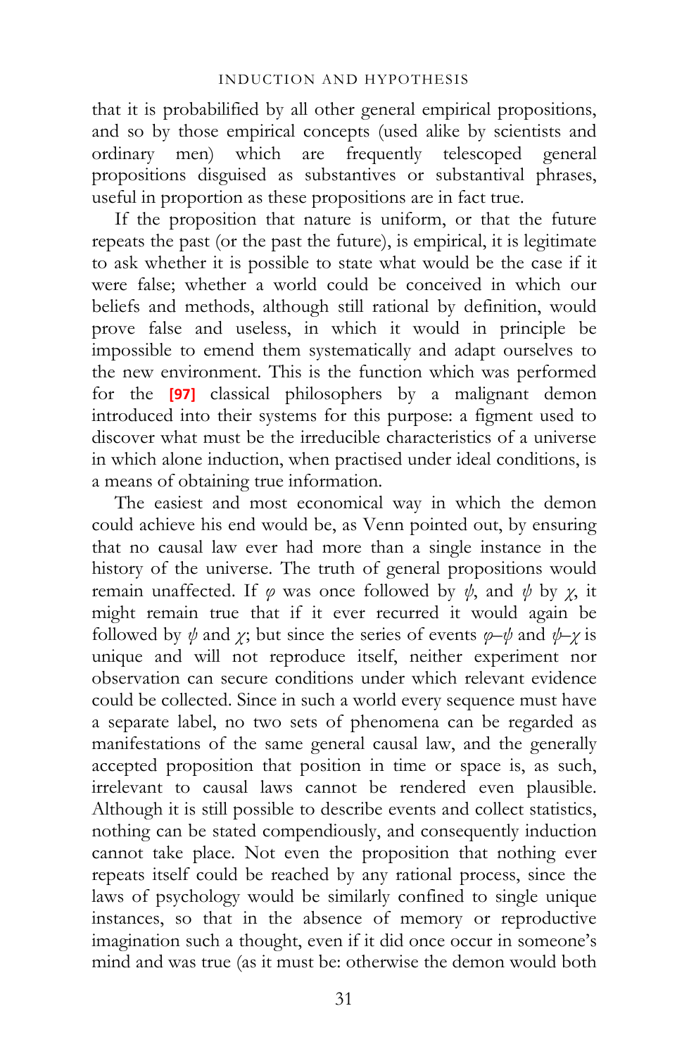that it is probabilified by all other general empirical propositions, and so by those empirical concepts (used alike by scientists and ordinary men) which are frequently telescoped general propositions disguised as substantives or substantival phrases, useful in proportion as these propositions are in fact true.

If the proposition that nature is uniform, or that the future repeats the past (or the past the future), is empirical, it is legitimate to ask whether it is possible to state what would be the case if it were false; whether a world could be conceived in which our beliefs and methods, although still rational by definition, would prove false and useless, in which it would in principle be impossible to emend them systematically and adapt ourselves to the new environment. This is the function which was performed for the [97] classical philosophers by a malignant demon introduced into their systems for this purpose: a figment used to discover what must be the irreducible characteristics of a universe in which alone induction, when practised under ideal conditions, is a means of obtaining true information.

The easiest and most economical way in which the demon could achieve his end would be, as Venn pointed out, by ensuring that no causal law ever had more than a single instance in the history of the universe. The truth of general propositions would remain unaffected. If $\varphi$ was once followed by $\psi$, and $\psi$ by $\chi$, it might remain true that if it ever recurred it would again be followed by $\psi$ and $\chi$; but since the series of events $\varphi$–$\psi$ and $\psi$–$\chi$ is unique and will not reproduce itself, neither experiment nor observation can secure conditions under which relevant evidence could be collected. Since in such a world every sequence must have a separate label, no two sets of phenomena can be regarded as manifestations of the same general causal law, and the generally accepted proposition that position in time or space is, as such, irrelevant to causal laws cannot be rendered even plausible. Although it is still possible to describe events and collect statistics, nothing can be stated compendiously, and consequently induction cannot take place. Not even the proposition that nothing ever repeats itself could be reached by any rational process, since the laws of psychology would be similarly confined to single unique instances, so that in the absence of memory or reproductive imagination such a thought, even if it did once occur in someone's mind and was true (as it must be: otherwise the demon would both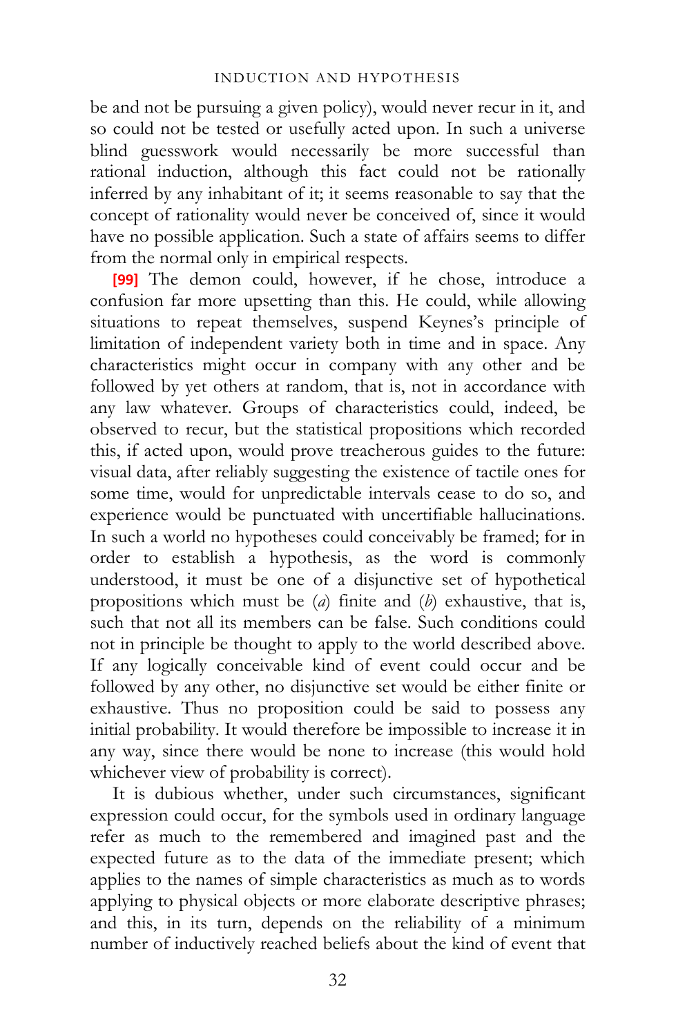be and not be pursuing a given policy), would never recur in it, and so could not be tested or usefully acted upon. In such a universe blind guesswork would necessarily be more successful than rational induction, although this fact could not be rationally inferred by any inhabitant of it; it seems reasonable to say that the concept of rationality would never be conceived of, since it would have no possible application. Such a state of affairs seems to differ from the normal only in empirical respects.

**[99]** The demon could, however, if he chose, introduce a confusion far more upsetting than this. He could, while allowing situations to repeat themselves, suspend Keynes's principle of limitation of independent variety both in time and in space. Any characteristics might occur in company with any other and be followed by yet others at random, that is, not in accordance with any law whatever. Groups of characteristics could, indeed, be observed to recur, but the statistical propositions which recorded this, if acted upon, would prove treacherous guides to the future: visual data, after reliably suggesting the existence of tactile ones for some time, would for unpredictable intervals cease to do so, and experience would be punctuated with uncertifiable hallucinations. In such a world no hypotheses could conceivably be framed; for in order to establish a hypothesis, as the word is commonly understood, it must be one of a disjunctive set of hypothetical propositions which must be (*a*) finite and (*b*) exhaustive, that is, such that not all its members can be false. Such conditions could not in principle be thought to apply to the world described above. If any logically conceivable kind of event could occur and be followed by any other, no disjunctive set would be either finite or exhaustive. Thus no proposition could be said to possess any initial probability. It would therefore be impossible to increase it in any way, since there would be none to increase (this would hold whichever view of probability is correct).

It is dubious whether, under such circumstances, significant expression could occur, for the symbols used in ordinary language refer as much to the remembered and imagined past and the expected future as to the data of the immediate present; which applies to the names of simple characteristics as much as to words applying to physical objects or more elaborate descriptive phrases; and this, in its turn, depends on the reliability of a minimum number of inductively reached beliefs about the kind of event that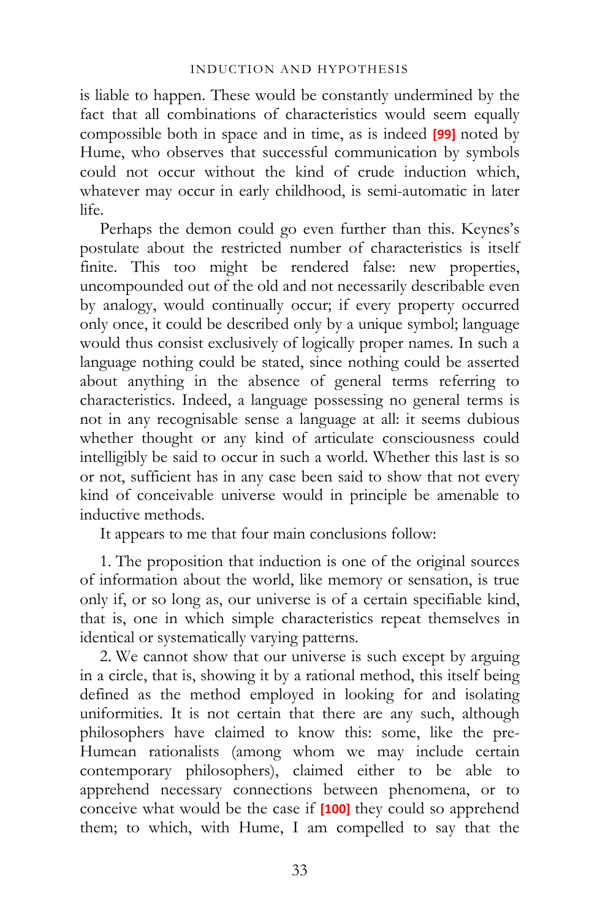is liable to happen. These would be constantly undermined by the fact that all combinations of characteristics would seem equally compossible both in space and in time, as is indeed [99] noted by Hume, who observes that successful communication by symbols could not occur without the kind of crude induction which, whatever may occur in early childhood, is semi-automatic in later life.

Perhaps the demon could go even further than this. Keynes's postulate about the restricted number of characteristics is itself finite. This too might be rendered false: new properties, uncompounded out of the old and not necessarily describable even by analogy, would continually occur; if every property occurred only once, it could be described only by a unique symbol; language would thus consist exclusively of logically proper names. In such a language nothing could be stated, since nothing could be asserted about anything in the absence of general terms referring to characteristics. Indeed, a language possessing no general terms is not in any recognisable sense a language at all: it seems dubious whether thought or any kind of articulate consciousness could intelligibly be said to occur in such a world. Whether this last is so or not, sufficient has in any case been said to show that not every kind of conceivable universe would in principle be amenable to inductive methods.

It appears to me that four main conclusions follow:

1. The proposition that induction is one of the original sources of information about the world, like memory or sensation, is true only if, or so long as, our universe is of a certain specifiable kind, that is, one in which simple characteristics repeat themselves in identical or systematically varying patterns.

2. We cannot show that our universe is such except by arguing in a circle, that is, showing it by a rational method, this itself being defined as the method employed in looking for and isolating uniformities. It is not certain that there are any such, although philosophers have claimed to know this: some, like the pre-Humean rationalists (among whom we may include certain contemporary philosophers), claimed either to be able to apprehend necessary connections between phenomena, or to conceive what would be the case if [100] they could so apprehend them; to which, with Hume, I am compelled to say that the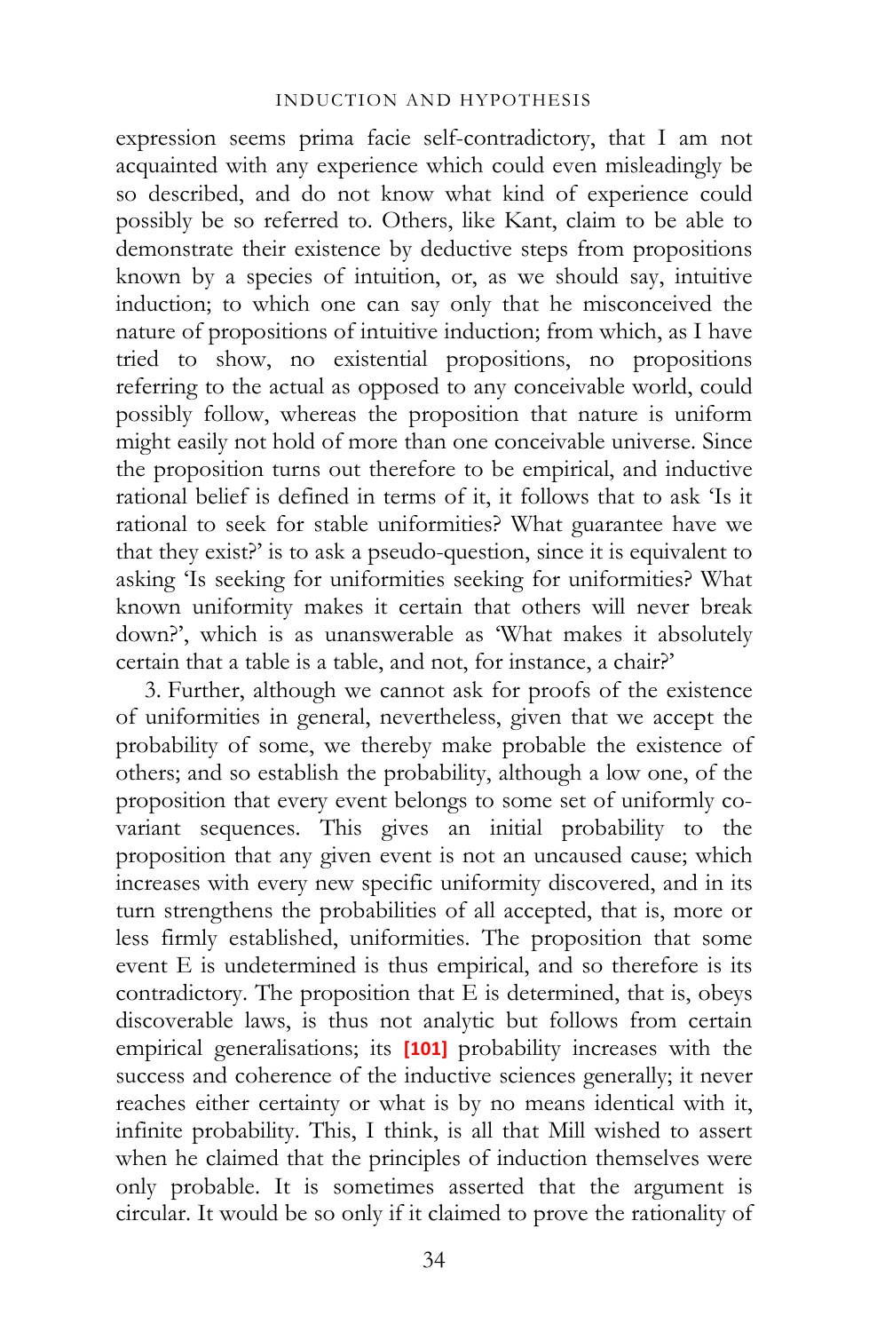expression seems prima facie self-contradictory, that I am not acquainted with any experience which could even misleadingly be so described, and do not know what kind of experience could possibly be so referred to. Others, like Kant, claim to be able to demonstrate their existence by deductive steps from propositions known by a species of intuition, or, as we should say, intuitive induction; to which one can say only that he misconceived the nature of propositions of intuitive induction; from which, as I have tried to show, no existential propositions, no propositions referring to the actual as opposed to any conceivable world, could possibly follow, whereas the proposition that nature is uniform might easily not hold of more than one conceivable universe. Since the proposition turns out therefore to be empirical, and inductive rational belief is defined in terms of it, it follows that to ask 'Is it rational to seek for stable uniformities? What guarantee have we that they exist?' is to ask a pseudo-question, since it is equivalent to asking 'Is seeking for uniformities seeking for uniformities? What known uniformity makes it certain that others will never break down?', which is as unanswerable as 'What makes it absolutely certain that a table is a table, and not, for instance, a chair?'

3. Further, although we cannot ask for proofs of the existence of uniformities in general, nevertheless, given that we accept the probability of some, we thereby make probable the existence of others; and so establish the probability, although a low one, of the proposition that every event belongs to some set of uniformly co-variant sequences. This gives an initial probability to the proposition that any given event is not an uncaused cause; which increases with every new specific uniformity discovered, and in its turn strengthens the probabilities of all accepted, that is, more or less firmly established, uniformities. The proposition that some event E is undetermined is thus empirical, and so therefore is its contradictory. The proposition that E is determined, that is, obeys discoverable laws, is thus not analytic but follows from certain empirical generalisations; its **[101]** probability increases with the success and coherence of the inductive sciences generally; it never reaches either certainty or what is by no means identical with it, infinite probability. This, I think, is all that Mill wished to assert when he claimed that the principles of induction themselves were only probable. It is sometimes asserted that the argument is circular. It would be so only if it claimed to prove the rationality of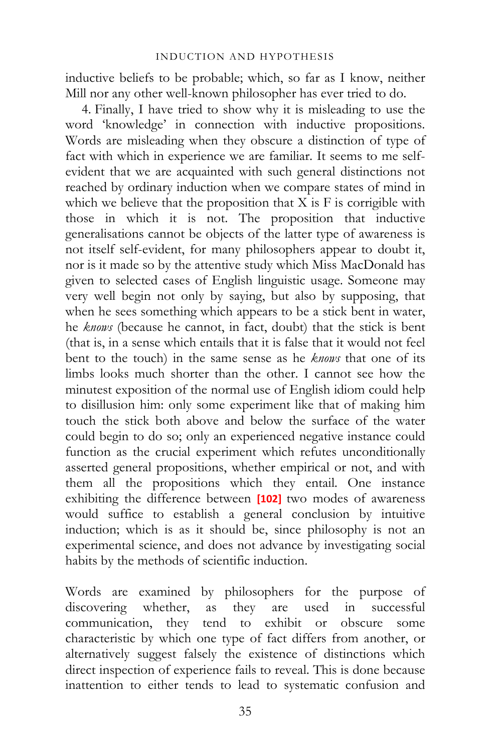inductive beliefs to be probable; which, so far as I know, neither Mill nor any other well-known philosopher has ever tried to do.

4. Finally, I have tried to show why it is misleading to use the word 'knowledge' in connection with inductive propositions. Words are misleading when they obscure a distinction of type of fact with which in experience we are familiar. It seems to me self-evident that we are acquainted with such general distinctions not reached by ordinary induction when we compare states of mind in which we believe that the proposition that X is F is corrigible with those in which it is not. The proposition that inductive generalisations cannot be objects of the latter type of awareness is not itself self-evident, for many philosophers appear to doubt it, nor is it made so by the attentive study which Miss MacDonald has given to selected cases of English linguistic usage. Someone may very well begin not only by saying, but also by supposing, that when he sees something which appears to be a stick bent in water, he *knows* (because he cannot, in fact, doubt) that the stick is bent (that is, in a sense which entails that it is false that it would not feel bent to the touch) in the same sense as he *knows* that one of its limbs looks much shorter than the other. I cannot see how the minutest exposition of the normal use of English idiom could help to disillusion him: only some experiment like that of making him touch the stick both above and below the surface of the water could begin to do so; only an experienced negative instance could function as the crucial experiment which refutes unconditionally asserted general propositions, whether empirical or not, and with them all the propositions which they entail. One instance exhibiting the difference between **[102]** two modes of awareness would suffice to establish a general conclusion by intuitive induction; which is as it should be, since philosophy is not an experimental science, and does not advance by investigating social habits by the methods of scientific induction.

Words are examined by philosophers for the purpose of discovering whether, as they are used in successful communication, they tend to exhibit or obscure some characteristic by which one type of fact differs from another, or alternatively suggest falsely the existence of distinctions which direct inspection of experience fails to reveal. This is done because inattention to either tends to lead to systematic confusion and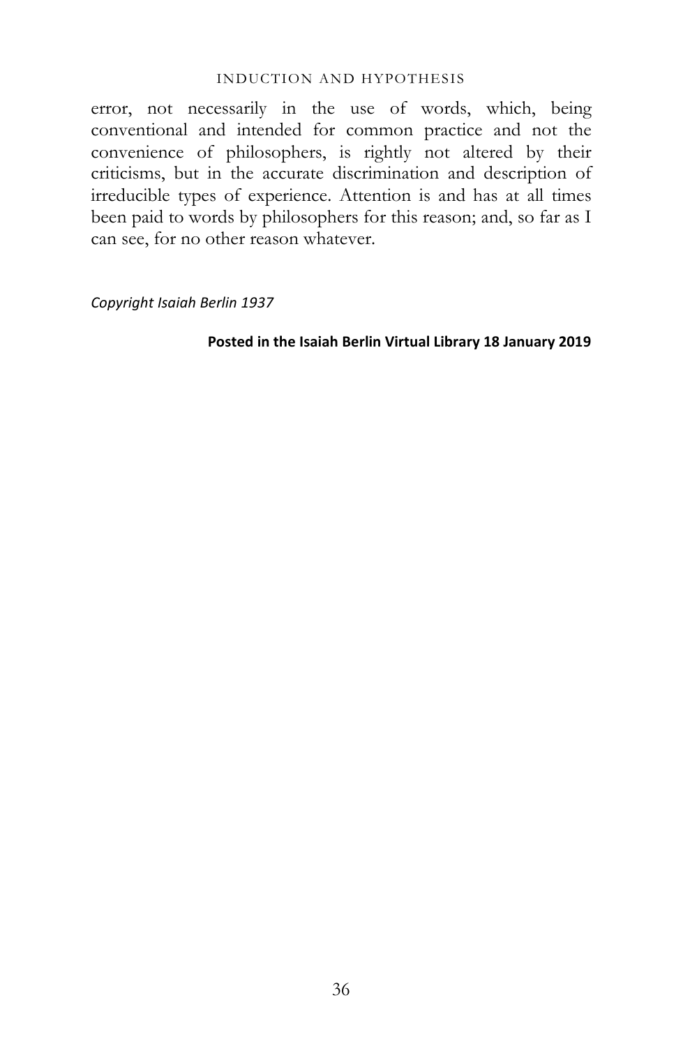error, not necessarily in the use of words, which, being conventional and intended for common practice and not the convenience of philosophers, is rightly not altered by their criticisms, but in the accurate discrimination and description of irreducible types of experience. Attention is and has at all times been paid to words by philosophers for this reason; and, so far as I can see, for no other reason whatever.

*Copyright Isaiah Berlin 1937*

**Posted in the Isaiah Berlin Virtual Library 18 January 2019**